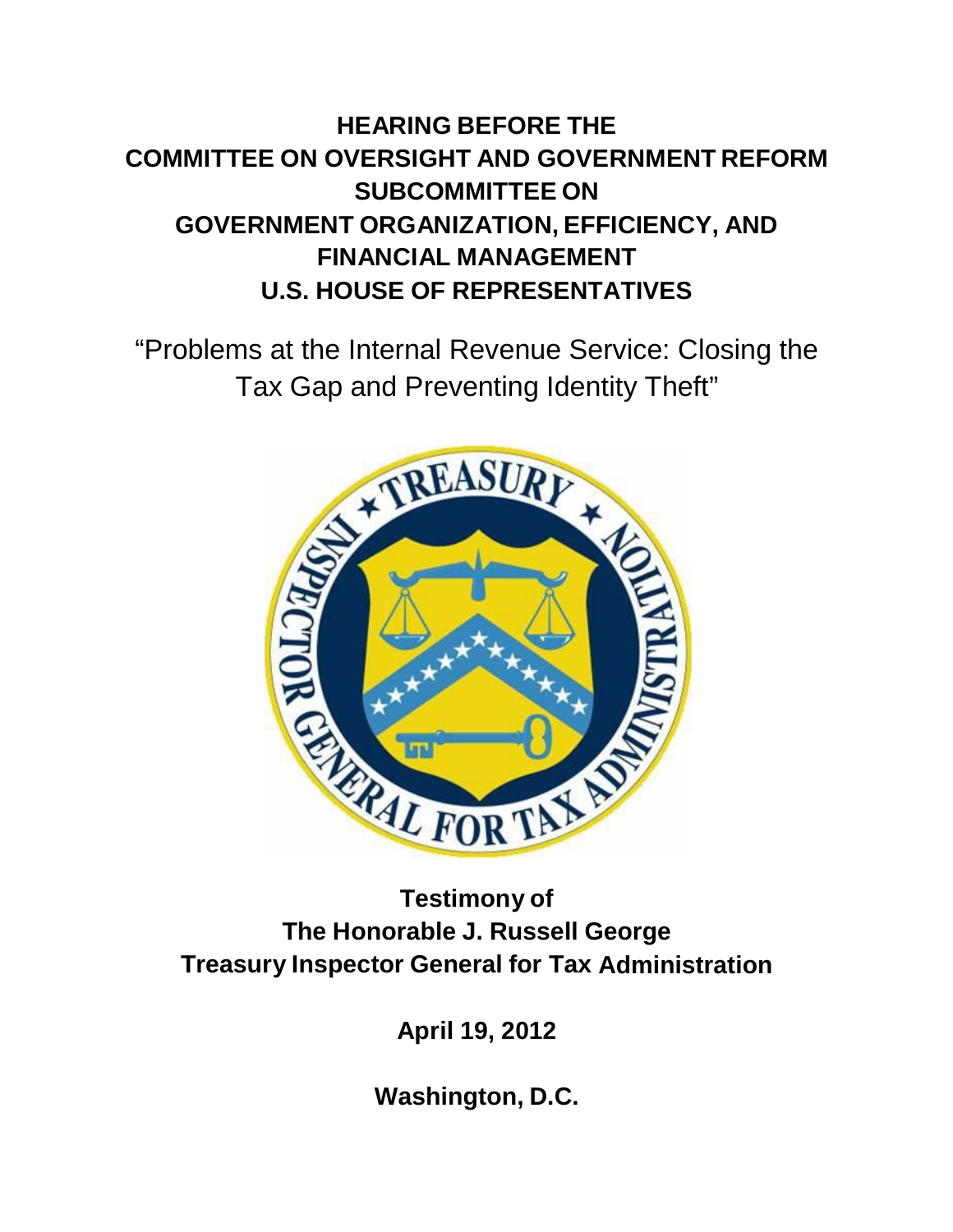# HEARING BEFORE THE COMMITTEE ON OVERSIGHT AND GOVERNMENT REFORM SUBCOMMITTEE ON GOVERNMENT ORGANIZATION, EFFICIENCY, AND FINANCIAL MANAGEMENT U.S. HOUSE OF REPRESENTATIVES

"Problems at the Internal Revenue Service: Closing the Tax Gap and Preventing Identity Theft"

**Testimony of**
**The Honorable J. Russell George**
**Treasury Inspector General for Tax Administration**

**April 19, 2012**

**Washington, D.C.**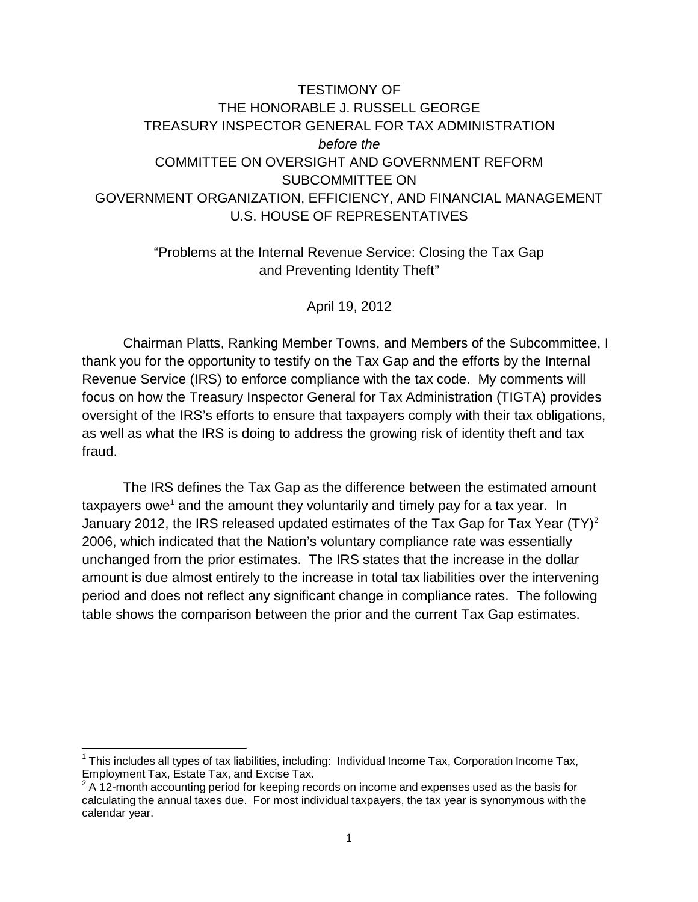TESTIMONY OF
THE HONORABLE J. RUSSELL GEORGE
TREASURY INSPECTOR GENERAL FOR TAX ADMINISTRATION
*before the*
COMMITTEE ON OVERSIGHT AND GOVERNMENT REFORM
SUBCOMMITTEE ON
GOVERNMENT ORGANIZATION, EFFICIENCY, AND FINANCIAL MANAGEMENT
U.S. HOUSE OF REPRESENTATIVES

"Problems at the Internal Revenue Service: Closing the Tax Gap and Preventing Identity Theft"

April 19, 2012

Chairman Platts, Ranking Member Towns, and Members of the Subcommittee, I thank you for the opportunity to testify on the Tax Gap and the efforts by the Internal Revenue Service (IRS) to enforce compliance with the tax code. My comments will focus on how the Treasury Inspector General for Tax Administration (TIGTA) provides oversight of the IRS's efforts to ensure that taxpayers comply with their tax obligations, as well as what the IRS is doing to address the growing risk of identity theft and tax fraud.

The IRS defines the Tax Gap as the difference between the estimated amount taxpayers owe[1] and the amount they voluntarily and timely pay for a tax year. In January 2012, the IRS released updated estimates of the Tax Gap for Tax Year (TY)[2] 2006, which indicated that the Nation's voluntary compliance rate was essentially unchanged from the prior estimates. The IRS states that the increase in the dollar amount is due almost entirely to the increase in total tax liabilities over the intervening period and does not reflect any significant change in compliance rates. The following table shows the comparison between the prior and the current Tax Gap estimates.

---

[1] This includes all types of tax liabilities, including: Individual Income Tax, Corporation Income Tax, Employment Tax, Estate Tax, and Excise Tax.

[2] A 12-month accounting period for keeping records on income and expenses used as the basis for calculating the annual taxes due. For most individual taxpayers, the tax year is synonymous with the calendar year.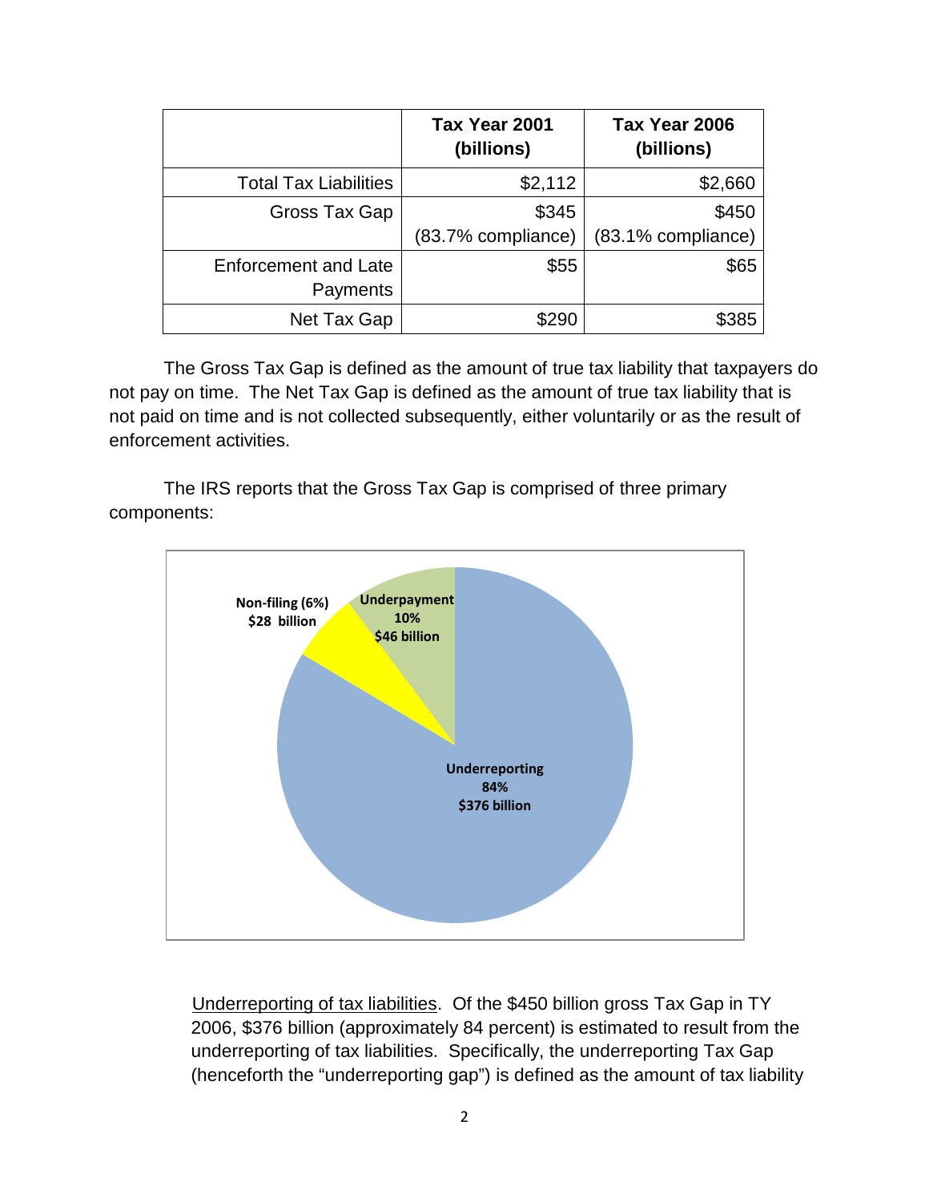| | Tax Year 2001 (billions) | Tax Year 2006 (billions) |
|---|---|---|
| Total Tax Liabilities | $2,112 | $2,660 |
| Gross Tax Gap | $345 (83.7% compliance) | $450 (83.1% compliance) |
| Enforcement and Late Payments | $55 | $65 |
| Net Tax Gap | $290 | $385 |

The Gross Tax Gap is defined as the amount of true tax liability that taxpayers do not pay on time. The Net Tax Gap is defined as the amount of true tax liability that is not paid on time and is not collected subsequently, either voluntarily or as the result of enforcement activities.

The IRS reports that the Gross Tax Gap is comprised of three primary components:

Non-filing (6%) $28 billion

Underpayment 10% $46 billion

Underreporting 84% $376 billion

Underreporting of tax liabilities. Of the $450 billion gross Tax Gap in TY 2006, $376 billion (approximately 84 percent) is estimated to result from the underreporting of tax liabilities. Specifically, the underreporting Tax Gap (henceforth the "underreporting gap") is defined as the amount of tax liability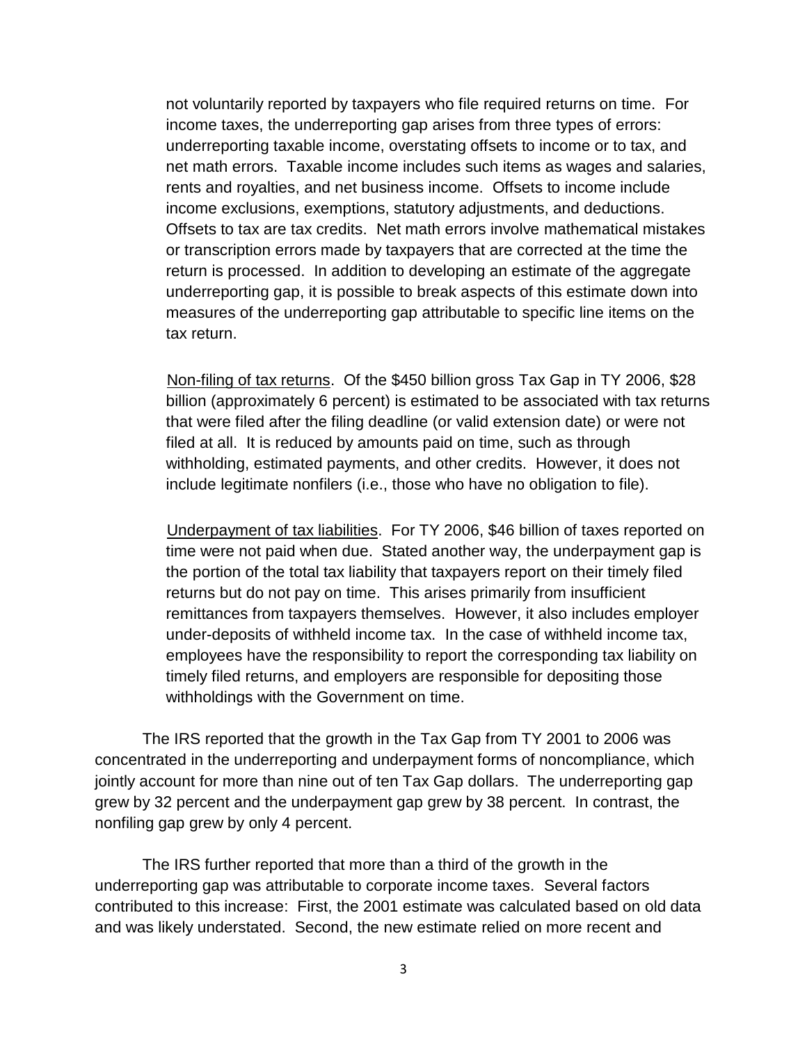not voluntarily reported by taxpayers who file required returns on time. For income taxes, the underreporting gap arises from three types of errors: underreporting taxable income, overstating offsets to income or to tax, and net math errors. Taxable income includes such items as wages and salaries, rents and royalties, and net business income. Offsets to income include income exclusions, exemptions, statutory adjustments, and deductions. Offsets to tax are tax credits. Net math errors involve mathematical mistakes or transcription errors made by taxpayers that are corrected at the time the return is processed. In addition to developing an estimate of the aggregate underreporting gap, it is possible to break aspects of this estimate down into measures of the underreporting gap attributable to specific line items on the tax return.

<u>Non-filing of tax returns</u>. Of the \$450 billion gross Tax Gap in TY 2006, \$28 billion (approximately 6 percent) is estimated to be associated with tax returns that were filed after the filing deadline (or valid extension date) or were not filed at all. It is reduced by amounts paid on time, such as through withholding, estimated payments, and other credits. However, it does not include legitimate nonfilers (i.e., those who have no obligation to file).

<u>Underpayment of tax liabilities</u>. For TY 2006, \$46 billion of taxes reported on time were not paid when due. Stated another way, the underpayment gap is the portion of the total tax liability that taxpayers report on their timely filed returns but do not pay on time. This arises primarily from insufficient remittances from taxpayers themselves. However, it also includes employer under-deposits of withheld income tax. In the case of withheld income tax, employees have the responsibility to report the corresponding tax liability on timely filed returns, and employers are responsible for depositing those withholdings with the Government on time.

The IRS reported that the growth in the Tax Gap from TY 2001 to 2006 was concentrated in the underreporting and underpayment forms of noncompliance, which jointly account for more than nine out of ten Tax Gap dollars. The underreporting gap grew by 32 percent and the underpayment gap grew by 38 percent. In contrast, the nonfiling gap grew by only 4 percent.

The IRS further reported that more than a third of the growth in the underreporting gap was attributable to corporate income taxes. Several factors contributed to this increase: First, the 2001 estimate was calculated based on old data and was likely understated. Second, the new estimate relied on more recent and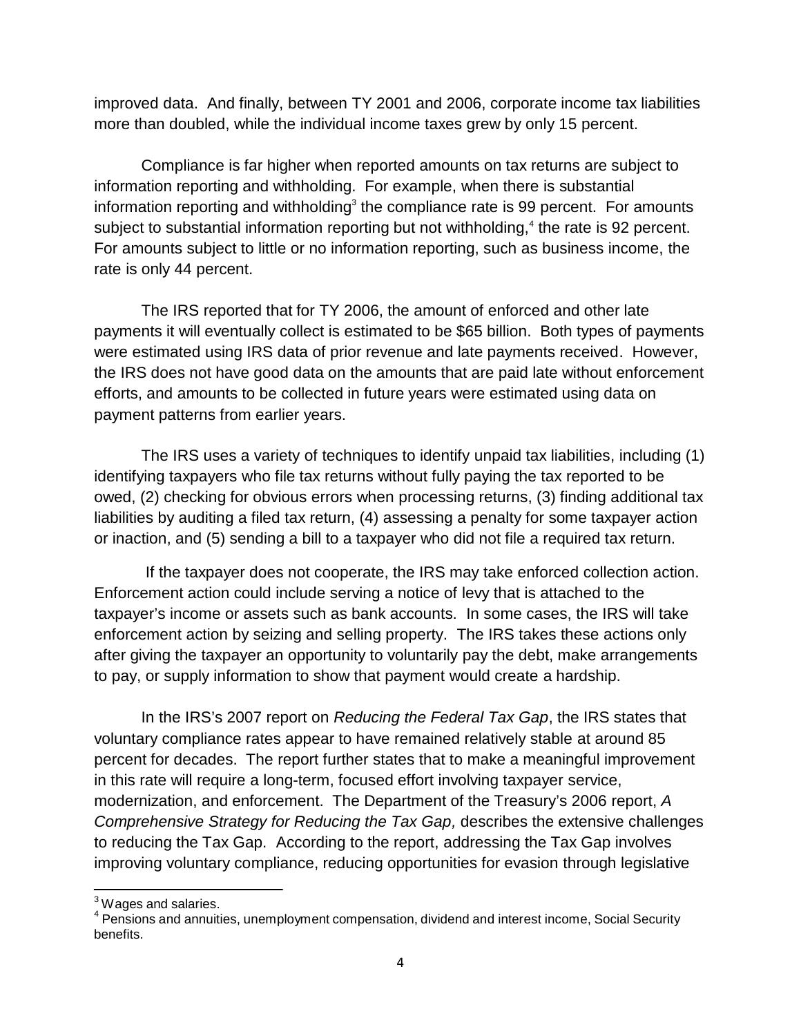improved data. And finally, between TY 2001 and 2006, corporate income tax liabilities more than doubled, while the individual income taxes grew by only 15 percent.

Compliance is far higher when reported amounts on tax returns are subject to information reporting and withholding. For example, when there is substantial information reporting and withholding[3] the compliance rate is 99 percent. For amounts subject to substantial information reporting but not withholding,[4] the rate is 92 percent. For amounts subject to little or no information reporting, such as business income, the rate is only 44 percent.

The IRS reported that for TY 2006, the amount of enforced and other late payments it will eventually collect is estimated to be $65 billion. Both types of payments were estimated using IRS data of prior revenue and late payments received. However, the IRS does not have good data on the amounts that are paid late without enforcement efforts, and amounts to be collected in future years were estimated using data on payment patterns from earlier years.

The IRS uses a variety of techniques to identify unpaid tax liabilities, including (1) identifying taxpayers who file tax returns without fully paying the tax reported to be owed, (2) checking for obvious errors when processing returns, (3) finding additional tax liabilities by auditing a filed tax return, (4) assessing a penalty for some taxpayer action or inaction, and (5) sending a bill to a taxpayer who did not file a required tax return.

If the taxpayer does not cooperate, the IRS may take enforced collection action. Enforcement action could include serving a notice of levy that is attached to the taxpayer's income or assets such as bank accounts. In some cases, the IRS will take enforcement action by seizing and selling property. The IRS takes these actions only after giving the taxpayer an opportunity to voluntarily pay the debt, make arrangements to pay, or supply information to show that payment would create a hardship.

In the IRS's 2007 report on *Reducing the Federal Tax Gap*, the IRS states that voluntary compliance rates appear to have remained relatively stable at around 85 percent for decades. The report further states that to make a meaningful improvement in this rate will require a long-term, focused effort involving taxpayer service, modernization, and enforcement. The Department of the Treasury's 2006 report, *A Comprehensive Strategy for Reducing the Tax Gap,* describes the extensive challenges to reducing the Tax Gap. According to the report, addressing the Tax Gap involves improving voluntary compliance, reducing opportunities for evasion through legislative

---

[3] Wages and salaries.

[4] Pensions and annuities, unemployment compensation, dividend and interest income, Social Security benefits.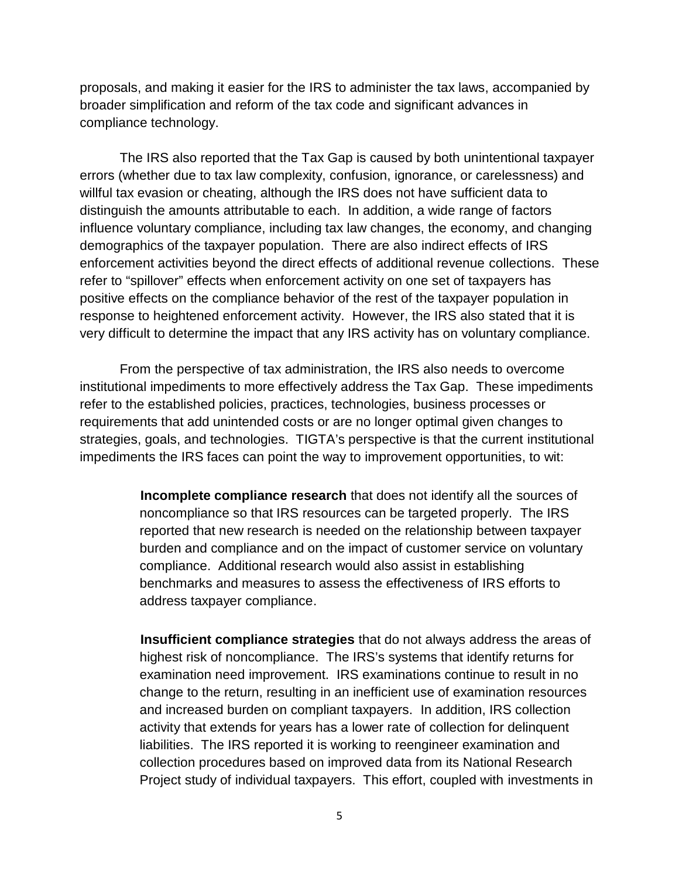proposals, and making it easier for the IRS to administer the tax laws, accompanied by broader simplification and reform of the tax code and significant advances in compliance technology.

The IRS also reported that the Tax Gap is caused by both unintentional taxpayer errors (whether due to tax law complexity, confusion, ignorance, or carelessness) and willful tax evasion or cheating, although the IRS does not have sufficient data to distinguish the amounts attributable to each. In addition, a wide range of factors influence voluntary compliance, including tax law changes, the economy, and changing demographics of the taxpayer population. There are also indirect effects of IRS enforcement activities beyond the direct effects of additional revenue collections. These refer to "spillover" effects when enforcement activity on one set of taxpayers has positive effects on the compliance behavior of the rest of the taxpayer population in response to heightened enforcement activity. However, the IRS also stated that it is very difficult to determine the impact that any IRS activity has on voluntary compliance.

From the perspective of tax administration, the IRS also needs to overcome institutional impediments to more effectively address the Tax Gap. These impediments refer to the established policies, practices, technologies, business processes or requirements that add unintended costs or are no longer optimal given changes to strategies, goals, and technologies. TIGTA's perspective is that the current institutional impediments the IRS faces can point the way to improvement opportunities, to wit:

> **Incomplete compliance research** that does not identify all the sources of noncompliance so that IRS resources can be targeted properly. The IRS reported that new research is needed on the relationship between taxpayer burden and compliance and on the impact of customer service on voluntary compliance. Additional research would also assist in establishing benchmarks and measures to assess the effectiveness of IRS efforts to address taxpayer compliance.
>
> **Insufficient compliance strategies** that do not always address the areas of highest risk of noncompliance. The IRS's systems that identify returns for examination need improvement. IRS examinations continue to result in no change to the return, resulting in an inefficient use of examination resources and increased burden on compliant taxpayers. In addition, IRS collection activity that extends for years has a lower rate of collection for delinquent liabilities. The IRS reported it is working to reengineer examination and collection procedures based on improved data from its National Research Project study of individual taxpayers. This effort, coupled with investments in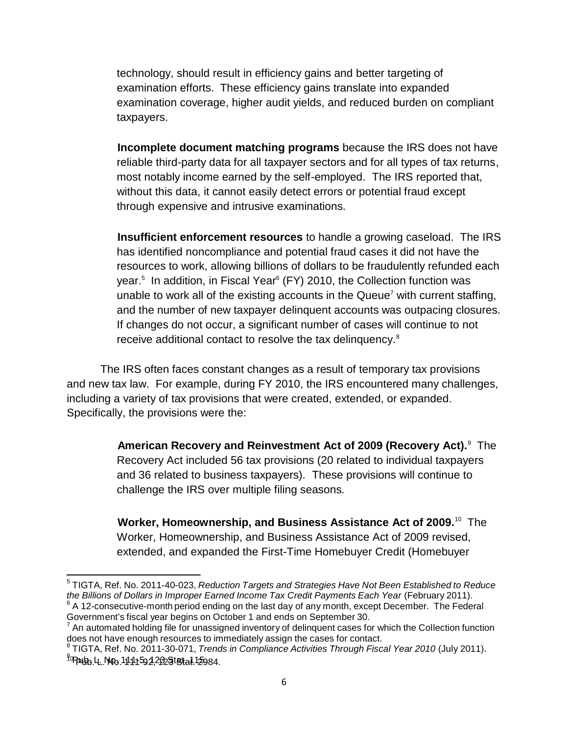technology, should result in efficiency gains and better targeting of examination efforts. These efficiency gains translate into expanded examination coverage, higher audit yields, and reduced burden on compliant taxpayers.

**Incomplete document matching programs** because the IRS does not have reliable third-party data for all taxpayer sectors and for all types of tax returns, most notably income earned by the self-employed. The IRS reported that, without this data, it cannot easily detect errors or potential fraud except through expensive and intrusive examinations.

**Insufficient enforcement resources** to handle a growing caseload. The IRS has identified noncompliance and potential fraud cases it did not have the resources to work, allowing billions of dollars to be fraudulently refunded each year.[5] In addition, in Fiscal Year[6] (FY) 2010, the Collection function was unable to work all of the existing accounts in the Queue[7] with current staffing, and the number of new taxpayer delinquent accounts was outpacing closures. If changes do not occur, a significant number of cases will continue to not receive additional contact to resolve the tax delinquency.[8]

The IRS often faces constant changes as a result of temporary tax provisions and new tax law. For example, during FY 2010, the IRS encountered many challenges, including a variety of tax provisions that were created, extended, or expanded. Specifically, the provisions were the:

**American Recovery and Reinvestment Act of 2009 (Recovery Act).**[9] The Recovery Act included 56 tax provisions (20 related to individual taxpayers and 36 related to business taxpayers). These provisions will continue to challenge the IRS over multiple filing seasons.

**Worker, Homeownership, and Business Assistance Act of 2009.**[10] The Worker, Homeownership, and Business Assistance Act of 2009 revised, extended, and expanded the First-Time Homebuyer Credit (Homebuyer

---

[5] TIGTA, Ref. No. 2011-40-023, *Reduction Targets and Strategies Have Not Been Established to Reduce the Billions of Dollars in Improper Earned Income Tax Credit Payments Each Year* (February 2011).

[6] A 12-consecutive-month period ending on the last day of any month, except December. The Federal Government's fiscal year begins on October 1 and ends on September 30.

[7] An automated holding file for unassigned inventory of delinquent cases for which the Collection function does not have enough resources to immediately assign the cases for contact.

[8] TIGTA, Ref. No. 2011-30-071, *Trends in Compliance Activities Through Fiscal Year 2010* (July 2011).

[9] Pub. L. No. 111-5, 123 Stat. 115.

[10] Pub. L. No. 111-92, 123 Stat. 2984.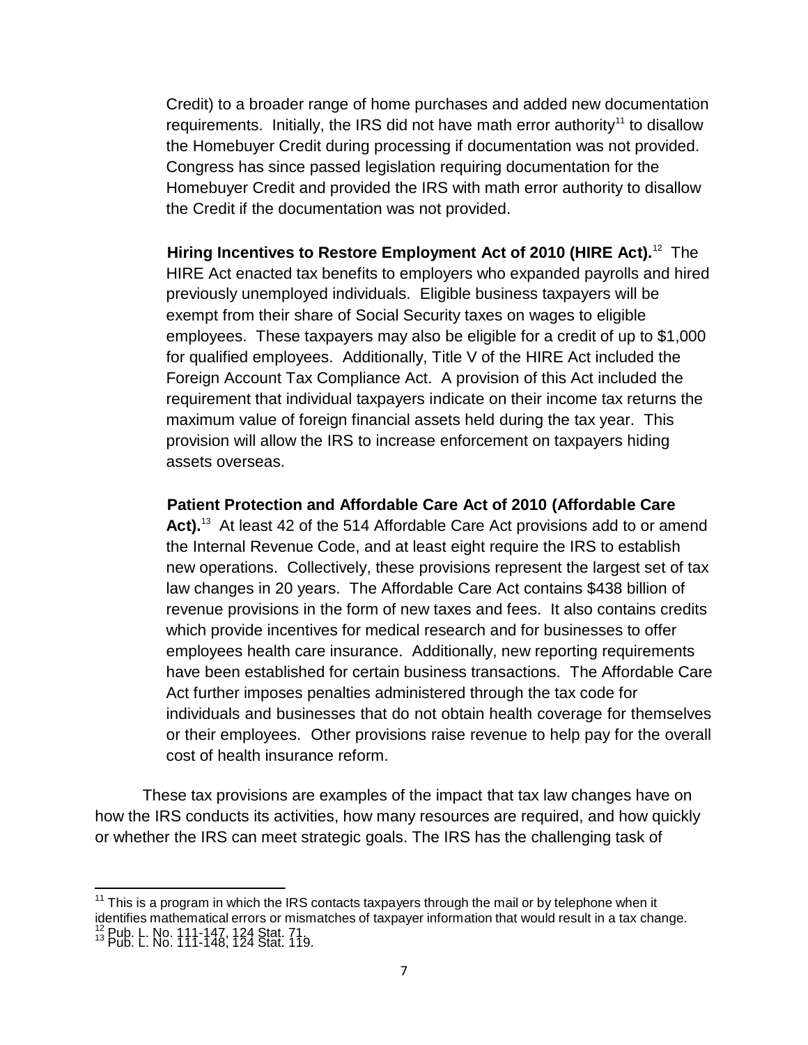Credit) to a broader range of home purchases and added new documentation requirements. Initially, the IRS did not have math error authority[11] to disallow the Homebuyer Credit during processing if documentation was not provided. Congress has since passed legislation requiring documentation for the Homebuyer Credit and provided the IRS with math error authority to disallow the Credit if the documentation was not provided.

**Hiring Incentives to Restore Employment Act of 2010 (HIRE Act).**[12] The HIRE Act enacted tax benefits to employers who expanded payrolls and hired previously unemployed individuals. Eligible business taxpayers will be exempt from their share of Social Security taxes on wages to eligible employees. These taxpayers may also be eligible for a credit of up to $1,000 for qualified employees. Additionally, Title V of the HIRE Act included the Foreign Account Tax Compliance Act. A provision of this Act included the requirement that individual taxpayers indicate on their income tax returns the maximum value of foreign financial assets held during the tax year. This provision will allow the IRS to increase enforcement on taxpayers hiding assets overseas.

**Patient Protection and Affordable Care Act of 2010 (Affordable Care Act).**[13] At least 42 of the 514 Affordable Care Act provisions add to or amend the Internal Revenue Code, and at least eight require the IRS to establish new operations. Collectively, these provisions represent the largest set of tax law changes in 20 years. The Affordable Care Act contains $438 billion of revenue provisions in the form of new taxes and fees. It also contains credits which provide incentives for medical research and for businesses to offer employees health care insurance. Additionally, new reporting requirements have been established for certain business transactions. The Affordable Care Act further imposes penalties administered through the tax code for individuals and businesses that do not obtain health coverage for themselves or their employees. Other provisions raise revenue to help pay for the overall cost of health insurance reform.

These tax provisions are examples of the impact that tax law changes have on how the IRS conducts its activities, how many resources are required, and how quickly or whether the IRS can meet strategic goals. The IRS has the challenging task of

---

[11] This is a program in which the IRS contacts taxpayers through the mail or by telephone when it identifies mathematical errors or mismatches of taxpayer information that would result in a tax change.
[12] Pub. L. No. 111-147, 124 Stat. 71.
[13] Pub. L. No. 111-148, 124 Stat. 119.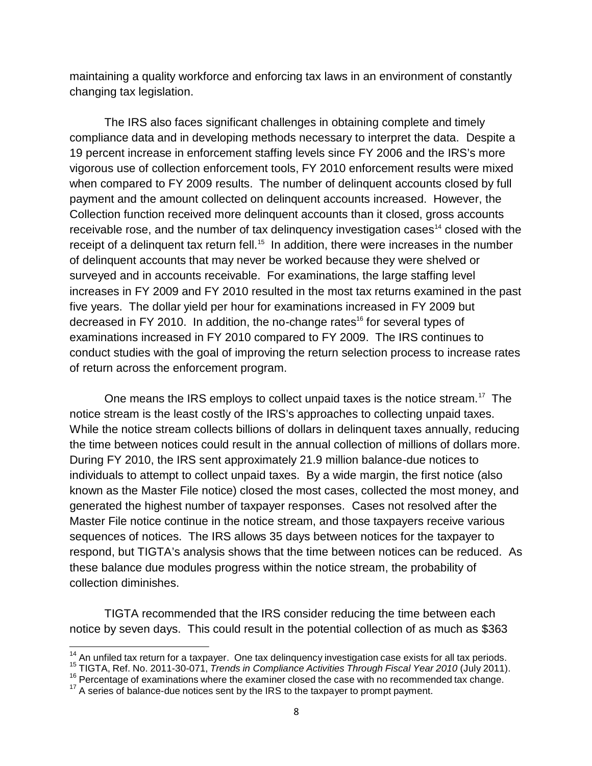maintaining a quality workforce and enforcing tax laws in an environment of constantly changing tax legislation.

The IRS also faces significant challenges in obtaining complete and timely compliance data and in developing methods necessary to interpret the data. Despite a 19 percent increase in enforcement staffing levels since FY 2006 and the IRS's more vigorous use of collection enforcement tools, FY 2010 enforcement results were mixed when compared to FY 2009 results. The number of delinquent accounts closed by full payment and the amount collected on delinquent accounts increased. However, the Collection function received more delinquent accounts than it closed, gross accounts receivable rose, and the number of tax delinquency investigation cases[14] closed with the receipt of a delinquent tax return fell.[15] In addition, there were increases in the number of delinquent accounts that may never be worked because they were shelved or surveyed and in accounts receivable. For examinations, the large staffing level increases in FY 2009 and FY 2010 resulted in the most tax returns examined in the past five years. The dollar yield per hour for examinations increased in FY 2009 but decreased in FY 2010. In addition, the no-change rates[16] for several types of examinations increased in FY 2010 compared to FY 2009. The IRS continues to conduct studies with the goal of improving the return selection process to increase rates of return across the enforcement program.

One means the IRS employs to collect unpaid taxes is the notice stream.[17] The notice stream is the least costly of the IRS's approaches to collecting unpaid taxes. While the notice stream collects billions of dollars in delinquent taxes annually, reducing the time between notices could result in the annual collection of millions of dollars more. During FY 2010, the IRS sent approximately 21.9 million balance-due notices to individuals to attempt to collect unpaid taxes. By a wide margin, the first notice (also known as the Master File notice) closed the most cases, collected the most money, and generated the highest number of taxpayer responses. Cases not resolved after the Master File notice continue in the notice stream, and those taxpayers receive various sequences of notices. The IRS allows 35 days between notices for the taxpayer to respond, but TIGTA's analysis shows that the time between notices can be reduced. As these balance due modules progress within the notice stream, the probability of collection diminishes.

TIGTA recommended that the IRS consider reducing the time between each notice by seven days. This could result in the potential collection of as much as $363

---

[14] An unfiled tax return for a taxpayer. One tax delinquency investigation case exists for all tax periods.

[15] TIGTA, Ref. No. 2011-30-071, *Trends in Compliance Activities Through Fiscal Year 2010* (July 2011).

[16] Percentage of examinations where the examiner closed the case with no recommended tax change.

[17] A series of balance-due notices sent by the IRS to the taxpayer to prompt payment.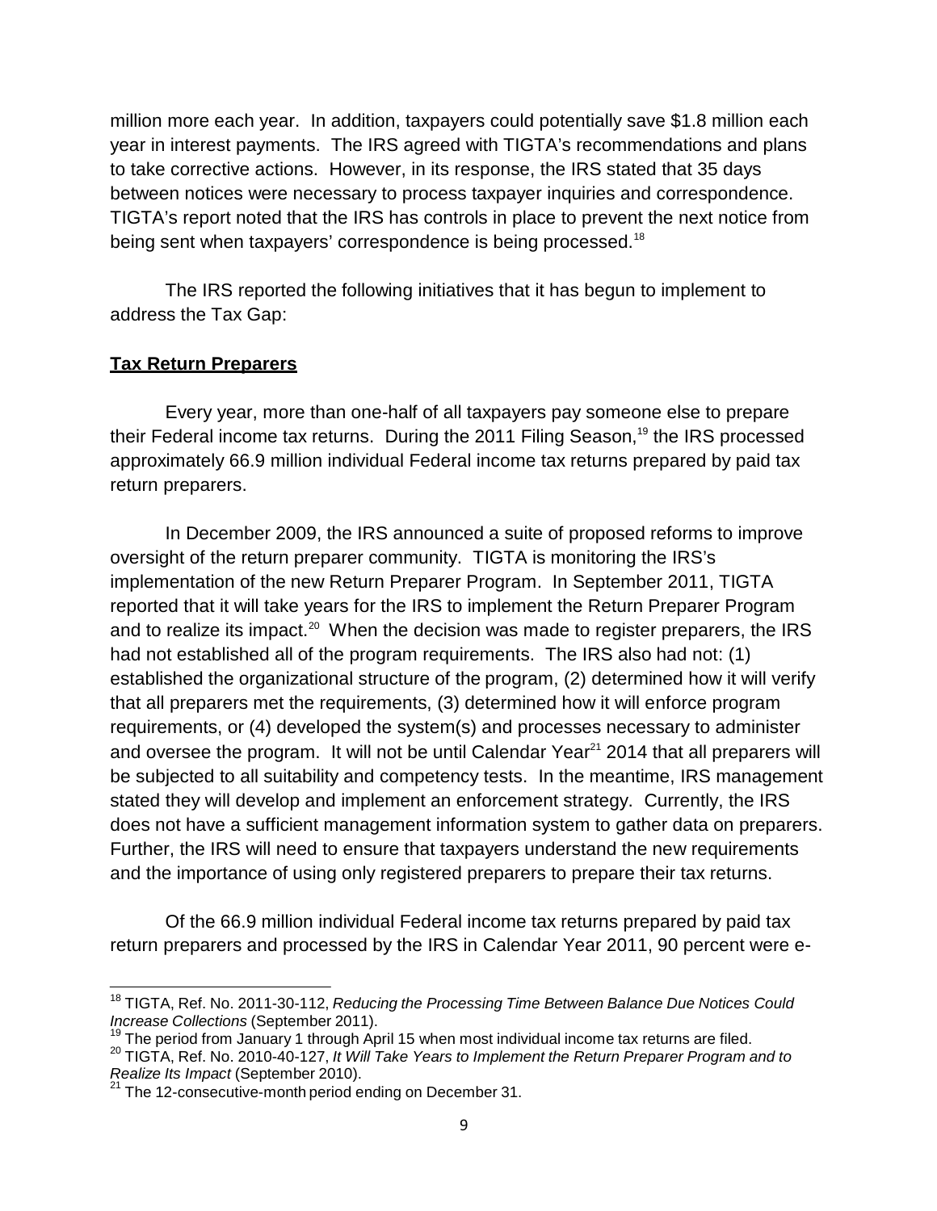million more each year. In addition, taxpayers could potentially save $1.8 million each year in interest payments. The IRS agreed with TIGTA's recommendations and plans to take corrective actions. However, in its response, the IRS stated that 35 days between notices were necessary to process taxpayer inquiries and correspondence. TIGTA's report noted that the IRS has controls in place to prevent the next notice from being sent when taxpayers' correspondence is being processed.[18]

The IRS reported the following initiatives that it has begun to implement to address the Tax Gap:

**Tax Return Preparers**

Every year, more than one-half of all taxpayers pay someone else to prepare their Federal income tax returns. During the 2011 Filing Season,[19] the IRS processed approximately 66.9 million individual Federal income tax returns prepared by paid tax return preparers.

In December 2009, the IRS announced a suite of proposed reforms to improve oversight of the return preparer community. TIGTA is monitoring the IRS's implementation of the new Return Preparer Program. In September 2011, TIGTA reported that it will take years for the IRS to implement the Return Preparer Program and to realize its impact.[20] When the decision was made to register preparers, the IRS had not established all of the program requirements. The IRS also had not: (1) established the organizational structure of the program, (2) determined how it will verify that all preparers met the requirements, (3) determined how it will enforce program requirements, or (4) developed the system(s) and processes necessary to administer and oversee the program. It will not be until Calendar Year[21] 2014 that all preparers will be subjected to all suitability and competency tests. In the meantime, IRS management stated they will develop and implement an enforcement strategy. Currently, the IRS does not have a sufficient management information system to gather data on preparers. Further, the IRS will need to ensure that taxpayers understand the new requirements and the importance of using only registered preparers to prepare their tax returns.

Of the 66.9 million individual Federal income tax returns prepared by paid tax return preparers and processed by the IRS in Calendar Year 2011, 90 percent were e-

---

[18] TIGTA, Ref. No. 2011-30-112, *Reducing the Processing Time Between Balance Due Notices Could Increase Collections* (September 2011).

[19] The period from January 1 through April 15 when most individual income tax returns are filed.

[20] TIGTA, Ref. No. 2010-40-127, *It Will Take Years to Implement the Return Preparer Program and to Realize Its Impact* (September 2010).

[21] The 12-consecutive-month period ending on December 31.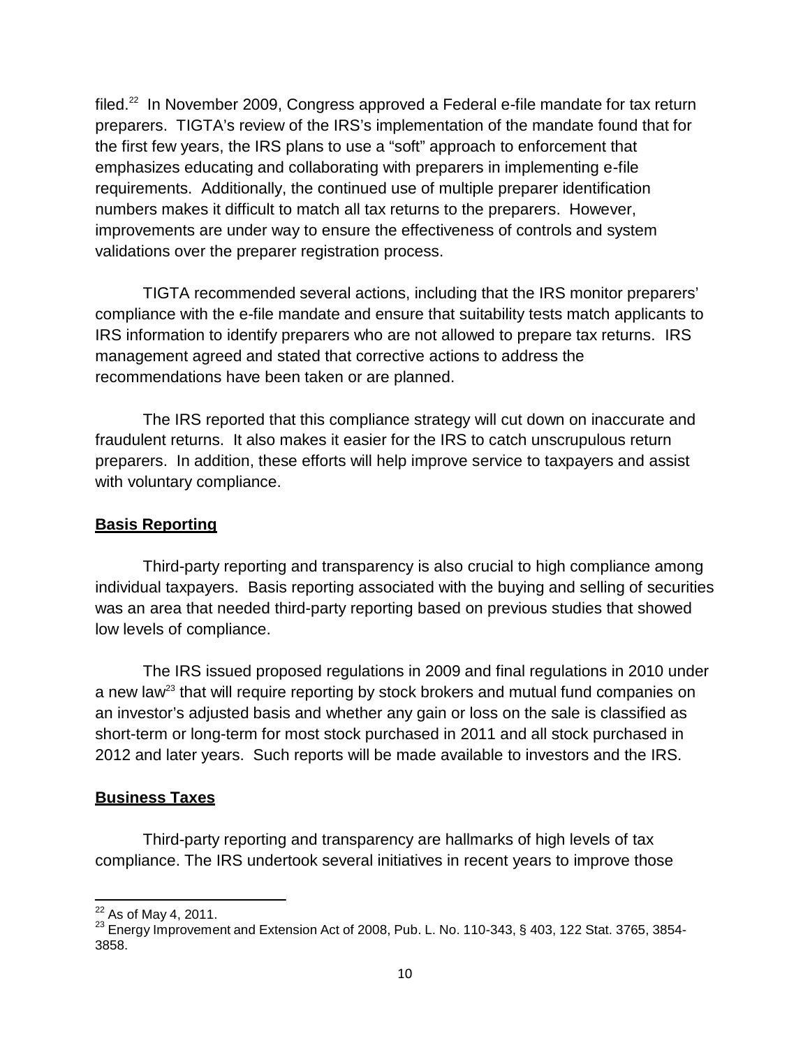filed.[22] In November 2009, Congress approved a Federal e-file mandate for tax return preparers. TIGTA's review of the IRS's implementation of the mandate found that for the first few years, the IRS plans to use a "soft" approach to enforcement that emphasizes educating and collaborating with preparers in implementing e-file requirements. Additionally, the continued use of multiple preparer identification numbers makes it difficult to match all tax returns to the preparers. However, improvements are under way to ensure the effectiveness of controls and system validations over the preparer registration process.

TIGTA recommended several actions, including that the IRS monitor preparers' compliance with the e-file mandate and ensure that suitability tests match applicants to IRS information to identify preparers who are not allowed to prepare tax returns. IRS management agreed and stated that corrective actions to address the recommendations have been taken or are planned.

The IRS reported that this compliance strategy will cut down on inaccurate and fraudulent returns. It also makes it easier for the IRS to catch unscrupulous return preparers. In addition, these efforts will help improve service to taxpayers and assist with voluntary compliance.

**Basis Reporting**

Third-party reporting and transparency is also crucial to high compliance among individual taxpayers. Basis reporting associated with the buying and selling of securities was an area that needed third-party reporting based on previous studies that showed low levels of compliance.

The IRS issued proposed regulations in 2009 and final regulations in 2010 under a new law[23] that will require reporting by stock brokers and mutual fund companies on an investor's adjusted basis and whether any gain or loss on the sale is classified as short-term or long-term for most stock purchased in 2011 and all stock purchased in 2012 and later years. Such reports will be made available to investors and the IRS.

**Business Taxes**

Third-party reporting and transparency are hallmarks of high levels of tax compliance. The IRS undertook several initiatives in recent years to improve those

---

[22] As of May 4, 2011.

[23] Energy Improvement and Extension Act of 2008, Pub. L. No. 110-343, § 403, 122 Stat. 3765, 3854-3858.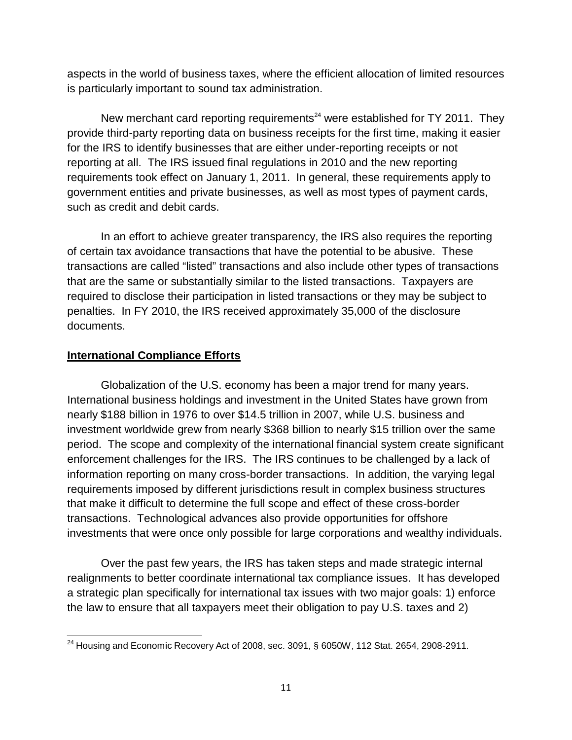aspects in the world of business taxes, where the efficient allocation of limited resources is particularly important to sound tax administration.

New merchant card reporting requirements[24] were established for TY 2011. They provide third-party reporting data on business receipts for the first time, making it easier for the IRS to identify businesses that are either under-reporting receipts or not reporting at all. The IRS issued final regulations in 2010 and the new reporting requirements took effect on January 1, 2011. In general, these requirements apply to government entities and private businesses, as well as most types of payment cards, such as credit and debit cards.

In an effort to achieve greater transparency, the IRS also requires the reporting of certain tax avoidance transactions that have the potential to be abusive. These transactions are called "listed" transactions and also include other types of transactions that are the same or substantially similar to the listed transactions. Taxpayers are required to disclose their participation in listed transactions or they may be subject to penalties. In FY 2010, the IRS received approximately 35,000 of the disclosure documents.

**International Compliance Efforts**

Globalization of the U.S. economy has been a major trend for many years. International business holdings and investment in the United States have grown from nearly \$188 billion in 1976 to over \$14.5 trillion in 2007, while U.S. business and investment worldwide grew from nearly \$368 billion to nearly \$15 trillion over the same period. The scope and complexity of the international financial system create significant enforcement challenges for the IRS. The IRS continues to be challenged by a lack of information reporting on many cross-border transactions. In addition, the varying legal requirements imposed by different jurisdictions result in complex business structures that make it difficult to determine the full scope and effect of these cross-border transactions. Technological advances also provide opportunities for offshore investments that were once only possible for large corporations and wealthy individuals.

Over the past few years, the IRS has taken steps and made strategic internal realignments to better coordinate international tax compliance issues. It has developed a strategic plan specifically for international tax issues with two major goals: 1) enforce the law to ensure that all taxpayers meet their obligation to pay U.S. taxes and 2)

---

[24] Housing and Economic Recovery Act of 2008, sec. 3091, § 6050W, 112 Stat. 2654, 2908-2911.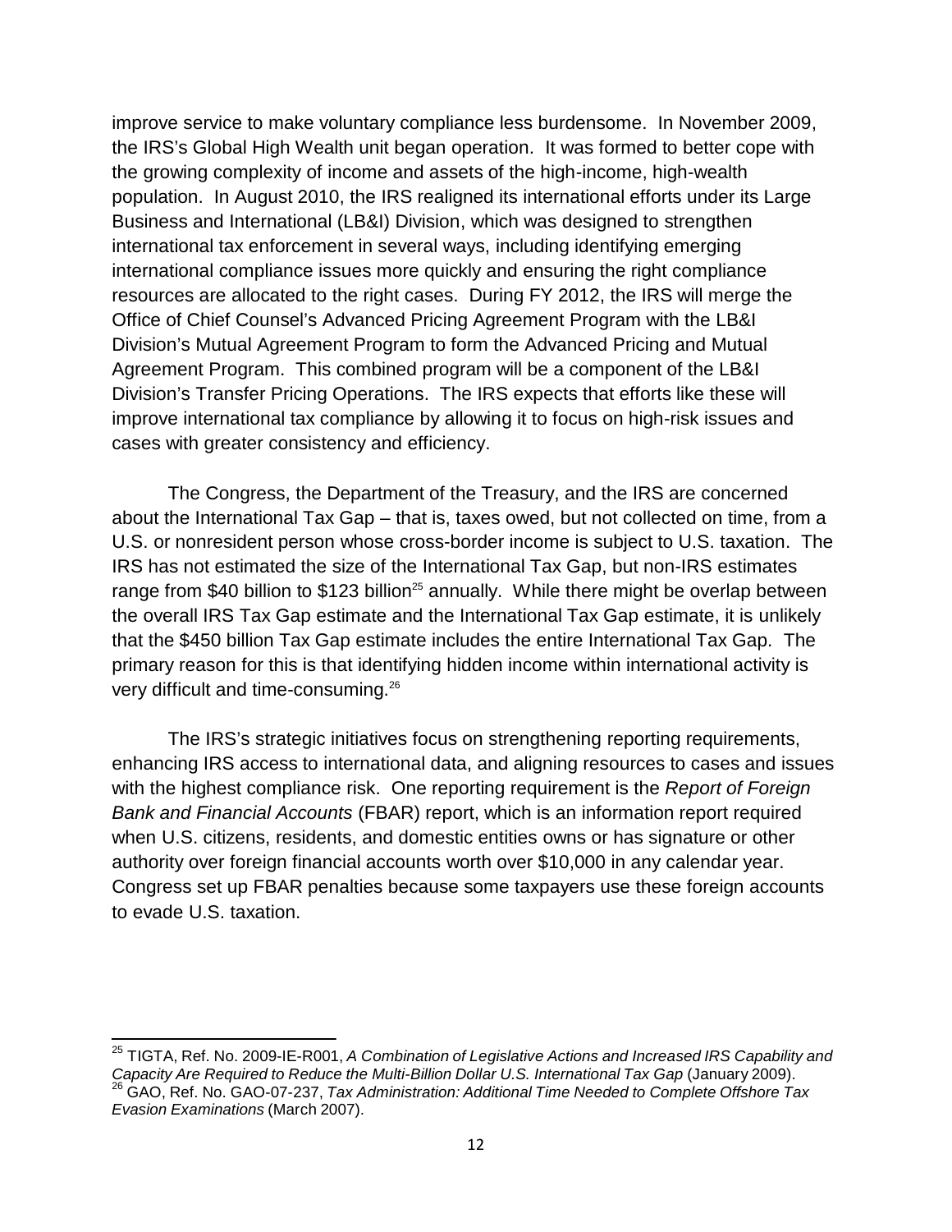improve service to make voluntary compliance less burdensome. In November 2009, the IRS's Global High Wealth unit began operation. It was formed to better cope with the growing complexity of income and assets of the high-income, high-wealth population. In August 2010, the IRS realigned its international efforts under its Large Business and International (LB&I) Division, which was designed to strengthen international tax enforcement in several ways, including identifying emerging international compliance issues more quickly and ensuring the right compliance resources are allocated to the right cases. During FY 2012, the IRS will merge the Office of Chief Counsel's Advanced Pricing Agreement Program with the LB&I Division's Mutual Agreement Program to form the Advanced Pricing and Mutual Agreement Program. This combined program will be a component of the LB&I Division's Transfer Pricing Operations. The IRS expects that efforts like these will improve international tax compliance by allowing it to focus on high-risk issues and cases with greater consistency and efficiency.

The Congress, the Department of the Treasury, and the IRS are concerned about the International Tax Gap – that is, taxes owed, but not collected on time, from a U.S. or nonresident person whose cross-border income is subject to U.S. taxation. The IRS has not estimated the size of the International Tax Gap, but non-IRS estimates range from \$40 billion to \$123 billion[25] annually. While there might be overlap between the overall IRS Tax Gap estimate and the International Tax Gap estimate, it is unlikely that the \$450 billion Tax Gap estimate includes the entire International Tax Gap. The primary reason for this is that identifying hidden income within international activity is very difficult and time-consuming.[26]

The IRS's strategic initiatives focus on strengthening reporting requirements, enhancing IRS access to international data, and aligning resources to cases and issues with the highest compliance risk. One reporting requirement is the *Report of Foreign Bank and Financial Accounts* (FBAR) report, which is an information report required when U.S. citizens, residents, and domestic entities owns or has signature or other authority over foreign financial accounts worth over \$10,000 in any calendar year. Congress set up FBAR penalties because some taxpayers use these foreign accounts to evade U.S. taxation.

---

[25] TIGTA, Ref. No. 2009-IE-R001, *A Combination of Legislative Actions and Increased IRS Capability and Capacity Are Required to Reduce the Multi-Billion Dollar U.S. International Tax Gap* (January 2009).
[26] GAO, Ref. No. GAO-07-237, *Tax Administration: Additional Time Needed to Complete Offshore Tax Evasion Examinations* (March 2007).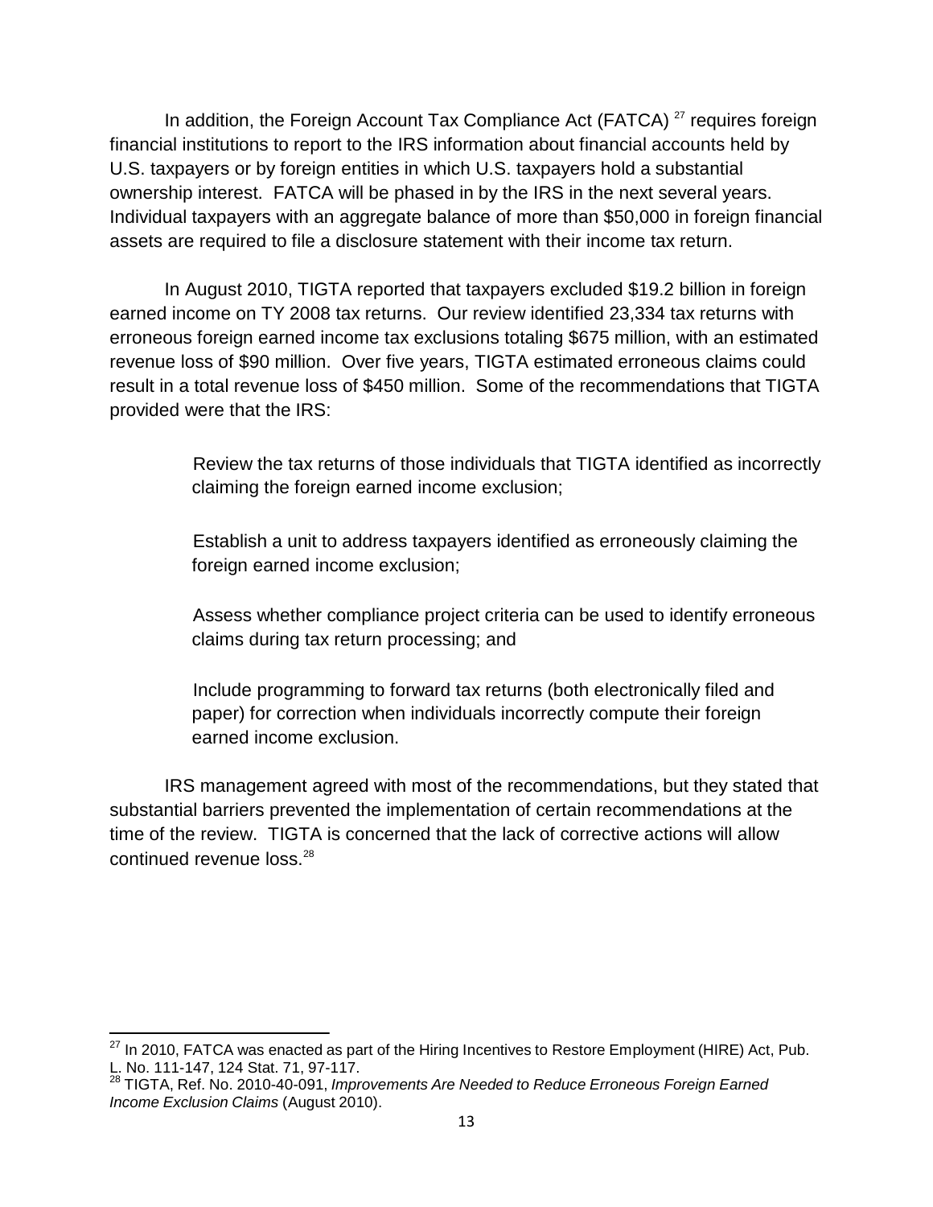In addition, the Foreign Account Tax Compliance Act (FATCA) [27] requires foreign financial institutions to report to the IRS information about financial accounts held by U.S. taxpayers or by foreign entities in which U.S. taxpayers hold a substantial ownership interest. FATCA will be phased in by the IRS in the next several years. Individual taxpayers with an aggregate balance of more than $50,000 in foreign financial assets are required to file a disclosure statement with their income tax return.

In August 2010, TIGTA reported that taxpayers excluded $19.2 billion in foreign earned income on TY 2008 tax returns. Our review identified 23,334 tax returns with erroneous foreign earned income tax exclusions totaling $675 million, with an estimated revenue loss of $90 million. Over five years, TIGTA estimated erroneous claims could result in a total revenue loss of $450 million. Some of the recommendations that TIGTA provided were that the IRS:

- Review the tax returns of those individuals that TIGTA identified as incorrectly claiming the foreign earned income exclusion;
- Establish a unit to address taxpayers identified as erroneously claiming the foreign earned income exclusion;
- Assess whether compliance project criteria can be used to identify erroneous claims during tax return processing; and
- Include programming to forward tax returns (both electronically filed and paper) for correction when individuals incorrectly compute their foreign earned income exclusion.

IRS management agreed with most of the recommendations, but they stated that substantial barriers prevented the implementation of certain recommendations at the time of the review. TIGTA is concerned that the lack of corrective actions will allow continued revenue loss.[28]

---

[27] In 2010, FATCA was enacted as part of the Hiring Incentives to Restore Employment (HIRE) Act, Pub. L. No. 111-147, 124 Stat. 71, 97-117.

[28] TIGTA, Ref. No. 2010-40-091, *Improvements Are Needed to Reduce Erroneous Foreign Earned Income Exclusion Claims* (August 2010).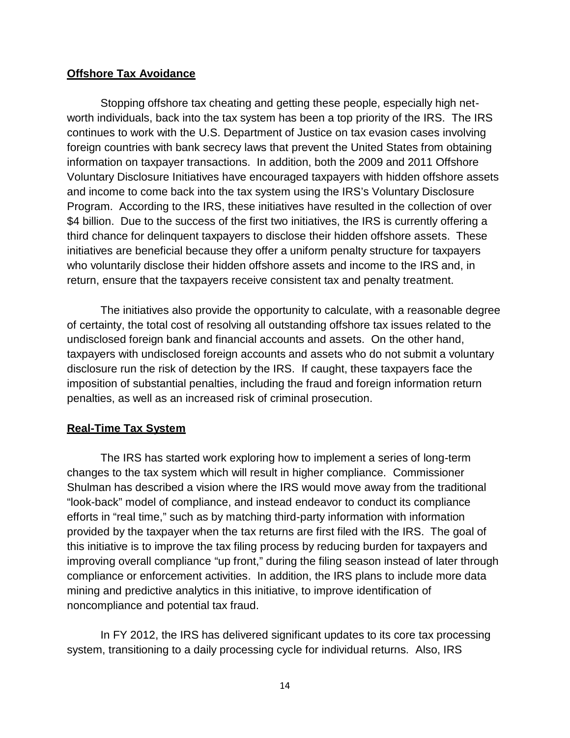## Offshore Tax Avoidance

Stopping offshore tax cheating and getting these people, especially high net-worth individuals, back into the tax system has been a top priority of the IRS. The IRS continues to work with the U.S. Department of Justice on tax evasion cases involving foreign countries with bank secrecy laws that prevent the United States from obtaining information on taxpayer transactions. In addition, both the 2009 and 2011 Offshore Voluntary Disclosure Initiatives have encouraged taxpayers with hidden offshore assets and income to come back into the tax system using the IRS's Voluntary Disclosure Program. According to the IRS, these initiatives have resulted in the collection of over \$4 billion. Due to the success of the first two initiatives, the IRS is currently offering a third chance for delinquent taxpayers to disclose their hidden offshore assets. These initiatives are beneficial because they offer a uniform penalty structure for taxpayers who voluntarily disclose their hidden offshore assets and income to the IRS and, in return, ensure that the taxpayers receive consistent tax and penalty treatment.

The initiatives also provide the opportunity to calculate, with a reasonable degree of certainty, the total cost of resolving all outstanding offshore tax issues related to the undisclosed foreign bank and financial accounts and assets. On the other hand, taxpayers with undisclosed foreign accounts and assets who do not submit a voluntary disclosure run the risk of detection by the IRS. If caught, these taxpayers face the imposition of substantial penalties, including the fraud and foreign information return penalties, as well as an increased risk of criminal prosecution.

## Real-Time Tax System

The IRS has started work exploring how to implement a series of long-term changes to the tax system which will result in higher compliance. Commissioner Shulman has described a vision where the IRS would move away from the traditional "look-back" model of compliance, and instead endeavor to conduct its compliance efforts in "real time," such as by matching third-party information with information provided by the taxpayer when the tax returns are first filed with the IRS. The goal of this initiative is to improve the tax filing process by reducing burden for taxpayers and improving overall compliance "up front," during the filing season instead of later through compliance or enforcement activities. In addition, the IRS plans to include more data mining and predictive analytics in this initiative, to improve identification of noncompliance and potential tax fraud.

In FY 2012, the IRS has delivered significant updates to its core tax processing system, transitioning to a daily processing cycle for individual returns. Also, IRS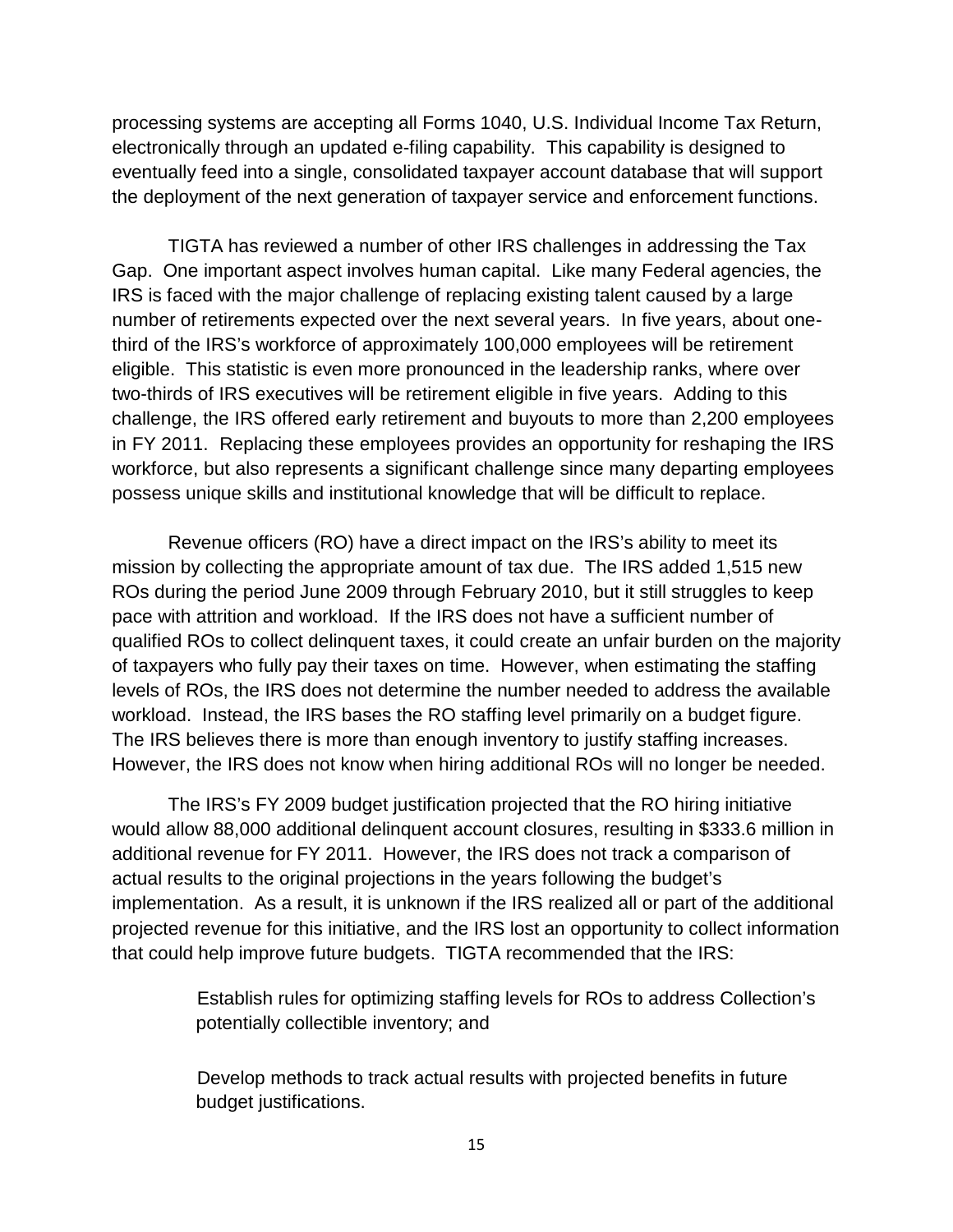processing systems are accepting all Forms 1040, U.S. Individual Income Tax Return, electronically through an updated e-filing capability. This capability is designed to eventually feed into a single, consolidated taxpayer account database that will support the deployment of the next generation of taxpayer service and enforcement functions.

TIGTA has reviewed a number of other IRS challenges in addressing the Tax Gap. One important aspect involves human capital. Like many Federal agencies, the IRS is faced with the major challenge of replacing existing talent caused by a large number of retirements expected over the next several years. In five years, about one-third of the IRS's workforce of approximately 100,000 employees will be retirement eligible. This statistic is even more pronounced in the leadership ranks, where over two-thirds of IRS executives will be retirement eligible in five years. Adding to this challenge, the IRS offered early retirement and buyouts to more than 2,200 employees in FY 2011. Replacing these employees provides an opportunity for reshaping the IRS workforce, but also represents a significant challenge since many departing employees possess unique skills and institutional knowledge that will be difficult to replace.

Revenue officers (RO) have a direct impact on the IRS's ability to meet its mission by collecting the appropriate amount of tax due. The IRS added 1,515 new ROs during the period June 2009 through February 2010, but it still struggles to keep pace with attrition and workload. If the IRS does not have a sufficient number of qualified ROs to collect delinquent taxes, it could create an unfair burden on the majority of taxpayers who fully pay their taxes on time. However, when estimating the staffing levels of ROs, the IRS does not determine the number needed to address the available workload. Instead, the IRS bases the RO staffing level primarily on a budget figure. The IRS believes there is more than enough inventory to justify staffing increases. However, the IRS does not know when hiring additional ROs will no longer be needed.

The IRS's FY 2009 budget justification projected that the RO hiring initiative would allow 88,000 additional delinquent account closures, resulting in $333.6 million in additional revenue for FY 2011. However, the IRS does not track a comparison of actual results to the original projections in the years following the budget's implementation. As a result, it is unknown if the IRS realized all or part of the additional projected revenue for this initiative, and the IRS lost an opportunity to collect information that could help improve future budgets. TIGTA recommended that the IRS:

- Establish rules for optimizing staffing levels for ROs to address Collection's potentially collectible inventory; and
- Develop methods to track actual results with projected benefits in future budget justifications.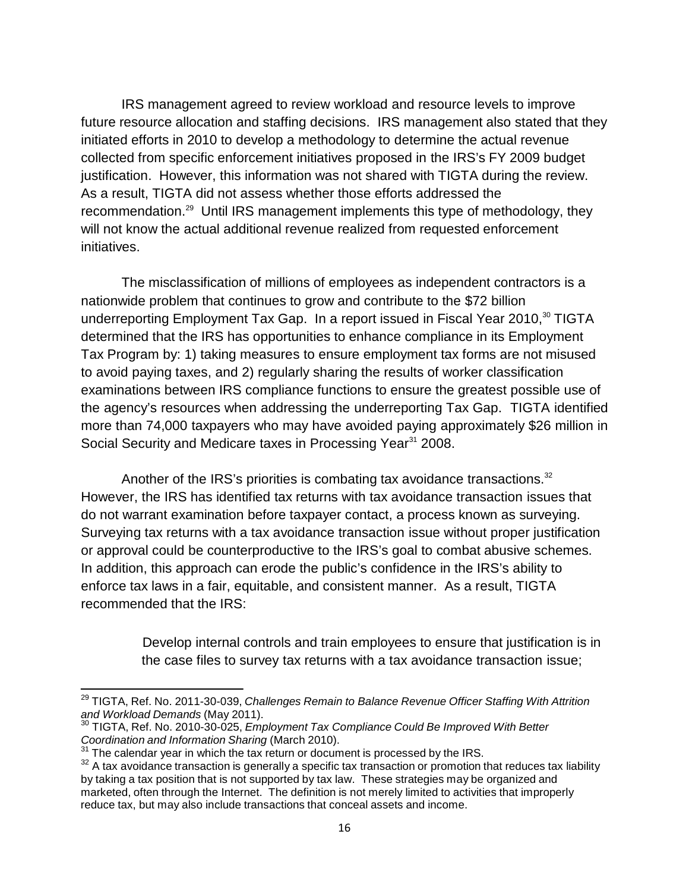IRS management agreed to review workload and resource levels to improve future resource allocation and staffing decisions. IRS management also stated that they initiated efforts in 2010 to develop a methodology to determine the actual revenue collected from specific enforcement initiatives proposed in the IRS's FY 2009 budget justification. However, this information was not shared with TIGTA during the review. As a result, TIGTA did not assess whether those efforts addressed the recommendation.[29] Until IRS management implements this type of methodology, they will not know the actual additional revenue realized from requested enforcement initiatives.

The misclassification of millions of employees as independent contractors is a nationwide problem that continues to grow and contribute to the $72 billion underreporting Employment Tax Gap. In a report issued in Fiscal Year 2010,[30] TIGTA determined that the IRS has opportunities to enhance compliance in its Employment Tax Program by: 1) taking measures to ensure employment tax forms are not misused to avoid paying taxes, and 2) regularly sharing the results of worker classification examinations between IRS compliance functions to ensure the greatest possible use of the agency's resources when addressing the underreporting Tax Gap. TIGTA identified more than 74,000 taxpayers who may have avoided paying approximately $26 million in Social Security and Medicare taxes in Processing Year[31] 2008.

Another of the IRS's priorities is combating tax avoidance transactions.[32] However, the IRS has identified tax returns with tax avoidance transaction issues that do not warrant examination before taxpayer contact, a process known as surveying. Surveying tax returns with a tax avoidance transaction issue without proper justification or approval could be counterproductive to the IRS's goal to combat abusive schemes. In addition, this approach can erode the public's confidence in the IRS's ability to enforce tax laws in a fair, equitable, and consistent manner. As a result, TIGTA recommended that the IRS:

> Develop internal controls and train employees to ensure that justification is in the case files to survey tax returns with a tax avoidance transaction issue;

---

[29] TIGTA, Ref. No. 2011-30-039, *Challenges Remain to Balance Revenue Officer Staffing With Attrition and Workload Demands* (May 2011).

[30] TIGTA, Ref. No. 2010-30-025, *Employment Tax Compliance Could Be Improved With Better Coordination and Information Sharing* (March 2010).

[31] The calendar year in which the tax return or document is processed by the IRS.

[32] A tax avoidance transaction is generally a specific tax transaction or promotion that reduces tax liability by taking a tax position that is not supported by tax law. These strategies may be organized and marketed, often through the Internet. The definition is not merely limited to activities that improperly reduce tax, but may also include transactions that conceal assets and income.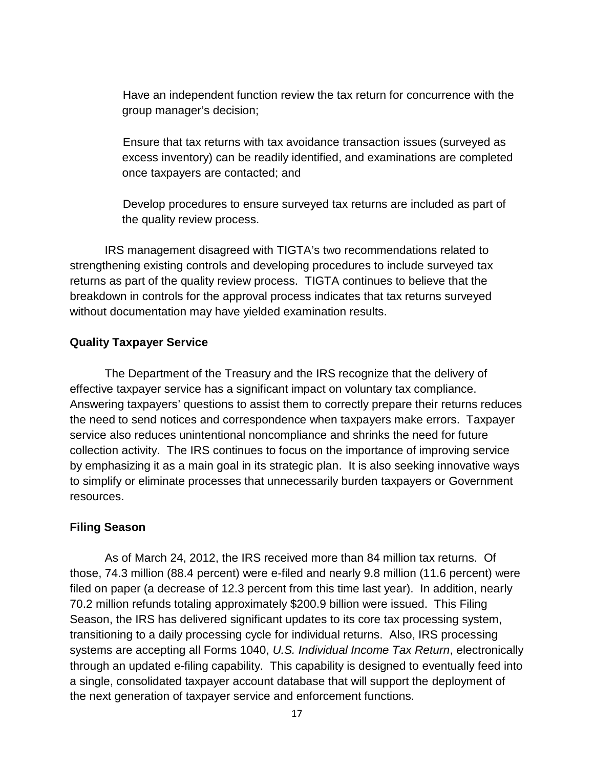- Have an independent function review the tax return for concurrence with the group manager's decision;
- Ensure that tax returns with tax avoidance transaction issues (surveyed as excess inventory) can be readily identified, and examinations are completed once taxpayers are contacted; and
- Develop procedures to ensure surveyed tax returns are included as part of the quality review process.

IRS management disagreed with TIGTA's two recommendations related to strengthening existing controls and developing procedures to include surveyed tax returns as part of the quality review process. TIGTA continues to believe that the breakdown in controls for the approval process indicates that tax returns surveyed without documentation may have yielded examination results.

**Quality Taxpayer Service**

The Department of the Treasury and the IRS recognize that the delivery of effective taxpayer service has a significant impact on voluntary tax compliance. Answering taxpayers' questions to assist them to correctly prepare their returns reduces the need to send notices and correspondence when taxpayers make errors. Taxpayer service also reduces unintentional noncompliance and shrinks the need for future collection activity. The IRS continues to focus on the importance of improving service by emphasizing it as a main goal in its strategic plan. It is also seeking innovative ways to simplify or eliminate processes that unnecessarily burden taxpayers or Government resources.

**Filing Season**

As of March 24, 2012, the IRS received more than 84 million tax returns. Of those, 74.3 million (88.4 percent) were e-filed and nearly 9.8 million (11.6 percent) were filed on paper (a decrease of 12.3 percent from this time last year). In addition, nearly 70.2 million refunds totaling approximately $200.9 billion were issued. This Filing Season, the IRS has delivered significant updates to its core tax processing system, transitioning to a daily processing cycle for individual returns. Also, IRS processing systems are accepting all Forms 1040, *U.S. Individual Income Tax Return*, electronically through an updated e-filing capability. This capability is designed to eventually feed into a single, consolidated taxpayer account database that will support the deployment of the next generation of taxpayer service and enforcement functions.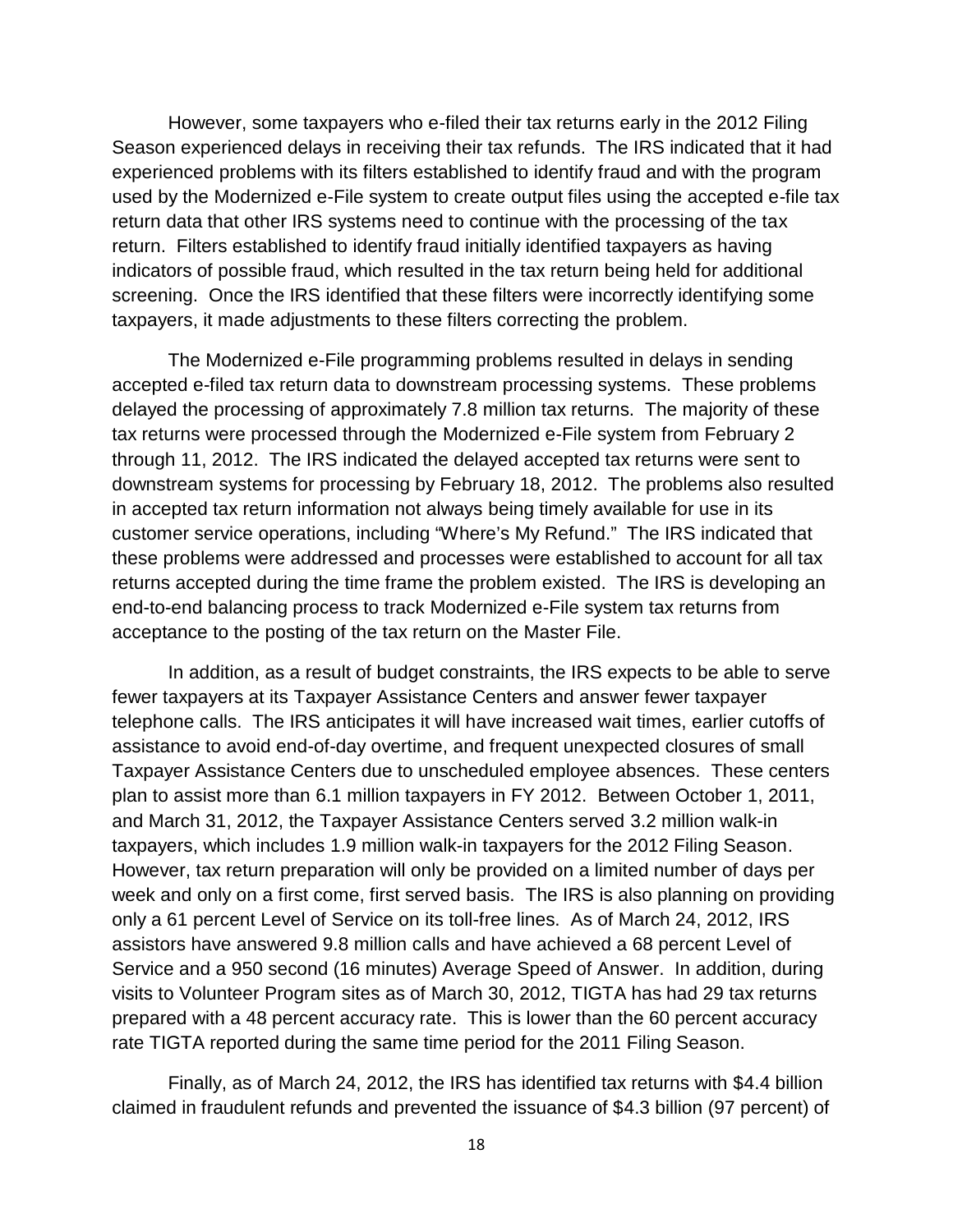However, some taxpayers who e-filed their tax returns early in the 2012 Filing Season experienced delays in receiving their tax refunds. The IRS indicated that it had experienced problems with its filters established to identify fraud and with the program used by the Modernized e-File system to create output files using the accepted e-file tax return data that other IRS systems need to continue with the processing of the tax return. Filters established to identify fraud initially identified taxpayers as having indicators of possible fraud, which resulted in the tax return being held for additional screening. Once the IRS identified that these filters were incorrectly identifying some taxpayers, it made adjustments to these filters correcting the problem.

The Modernized e-File programming problems resulted in delays in sending accepted e-filed tax return data to downstream processing systems. These problems delayed the processing of approximately 7.8 million tax returns. The majority of these tax returns were processed through the Modernized e-File system from February 2 through 11, 2012. The IRS indicated the delayed accepted tax returns were sent to downstream systems for processing by February 18, 2012. The problems also resulted in accepted tax return information not always being timely available for use in its customer service operations, including "Where's My Refund." The IRS indicated that these problems were addressed and processes were established to account for all tax returns accepted during the time frame the problem existed. The IRS is developing an end-to-end balancing process to track Modernized e-File system tax returns from acceptance to the posting of the tax return on the Master File.

In addition, as a result of budget constraints, the IRS expects to be able to serve fewer taxpayers at its Taxpayer Assistance Centers and answer fewer taxpayer telephone calls. The IRS anticipates it will have increased wait times, earlier cutoffs of assistance to avoid end-of-day overtime, and frequent unexpected closures of small Taxpayer Assistance Centers due to unscheduled employee absences. These centers plan to assist more than 6.1 million taxpayers in FY 2012. Between October 1, 2011, and March 31, 2012, the Taxpayer Assistance Centers served 3.2 million walk-in taxpayers, which includes 1.9 million walk-in taxpayers for the 2012 Filing Season. However, tax return preparation will only be provided on a limited number of days per week and only on a first come, first served basis. The IRS is also planning on providing only a 61 percent Level of Service on its toll-free lines. As of March 24, 2012, IRS assistors have answered 9.8 million calls and have achieved a 68 percent Level of Service and a 950 second (16 minutes) Average Speed of Answer. In addition, during visits to Volunteer Program sites as of March 30, 2012, TIGTA has had 29 tax returns prepared with a 48 percent accuracy rate. This is lower than the 60 percent accuracy rate TIGTA reported during the same time period for the 2011 Filing Season.

Finally, as of March 24, 2012, the IRS has identified tax returns with $4.4 billion claimed in fraudulent refunds and prevented the issuance of $4.3 billion (97 percent) of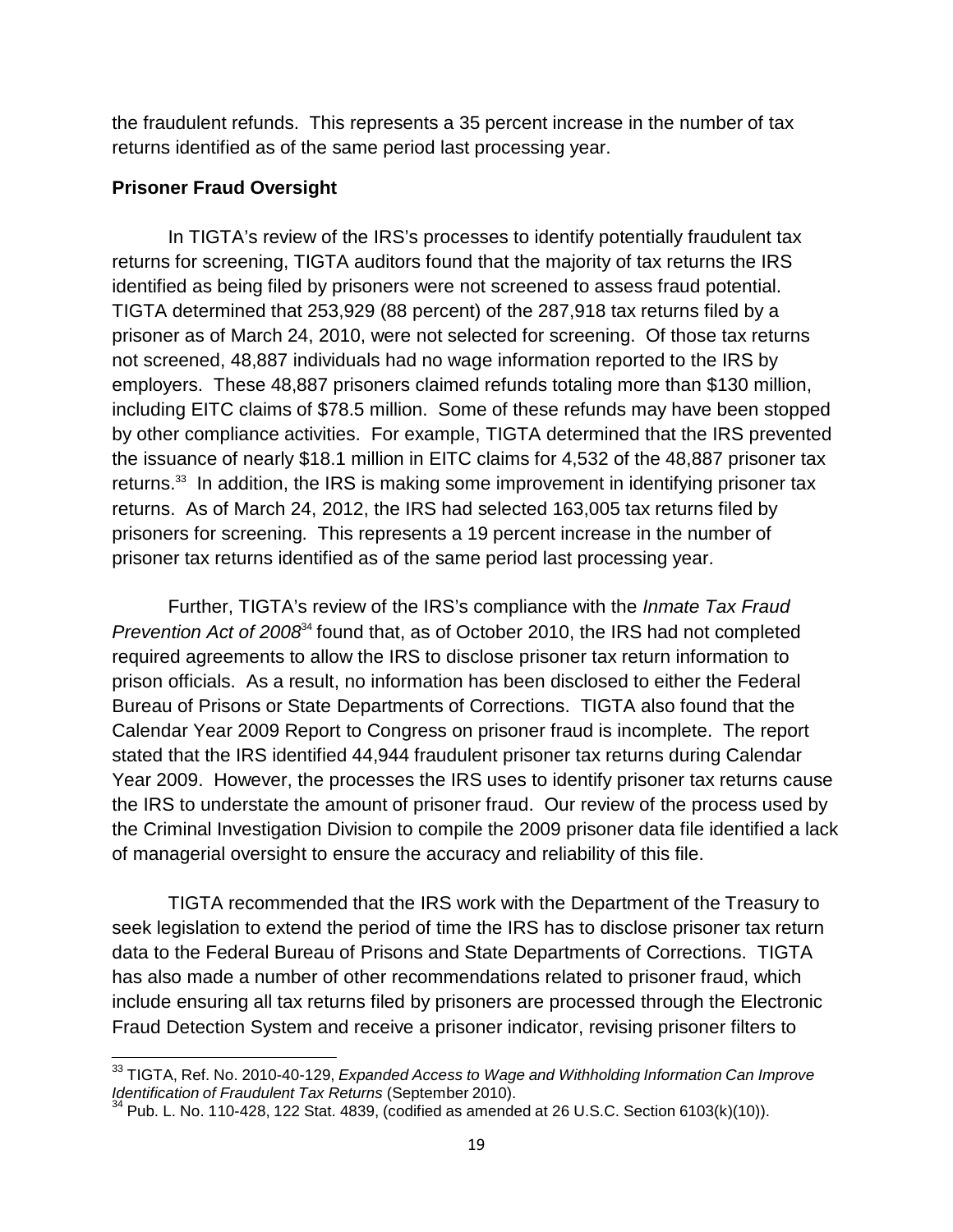the fraudulent refunds. This represents a 35 percent increase in the number of tax returns identified as of the same period last processing year.

**Prisoner Fraud Oversight**

In TIGTA's review of the IRS's processes to identify potentially fraudulent tax returns for screening, TIGTA auditors found that the majority of tax returns the IRS identified as being filed by prisoners were not screened to assess fraud potential. TIGTA determined that 253,929 (88 percent) of the 287,918 tax returns filed by a prisoner as of March 24, 2010, were not selected for screening. Of those tax returns not screened, 48,887 individuals had no wage information reported to the IRS by employers. These 48,887 prisoners claimed refunds totaling more than $130 million, including EITC claims of $78.5 million. Some of these refunds may have been stopped by other compliance activities. For example, TIGTA determined that the IRS prevented the issuance of nearly $18.1 million in EITC claims for 4,532 of the 48,887 prisoner tax returns.[33] In addition, the IRS is making some improvement in identifying prisoner tax returns. As of March 24, 2012, the IRS had selected 163,005 tax returns filed by prisoners for screening. This represents a 19 percent increase in the number of prisoner tax returns identified as of the same period last processing year.

Further, TIGTA's review of the IRS's compliance with the *Inmate Tax Fraud Prevention Act of 2008*[34] found that, as of October 2010, the IRS had not completed required agreements to allow the IRS to disclose prisoner tax return information to prison officials. As a result, no information has been disclosed to either the Federal Bureau of Prisons or State Departments of Corrections. TIGTA also found that the Calendar Year 2009 Report to Congress on prisoner fraud is incomplete. The report stated that the IRS identified 44,944 fraudulent prisoner tax returns during Calendar Year 2009. However, the processes the IRS uses to identify prisoner tax returns cause the IRS to understate the amount of prisoner fraud. Our review of the process used by the Criminal Investigation Division to compile the 2009 prisoner data file identified a lack of managerial oversight to ensure the accuracy and reliability of this file.

TIGTA recommended that the IRS work with the Department of the Treasury to seek legislation to extend the period of time the IRS has to disclose prisoner tax return data to the Federal Bureau of Prisons and State Departments of Corrections. TIGTA has also made a number of other recommendations related to prisoner fraud, which include ensuring all tax returns filed by prisoners are processed through the Electronic Fraud Detection System and receive a prisoner indicator, revising prisoner filters to

---

[33] TIGTA, Ref. No. 2010-40-129, *Expanded Access to Wage and Withholding Information Can Improve Identification of Fraudulent Tax Returns* (September 2010).

[34] Pub. L. No. 110-428, 122 Stat. 4839, (codified as amended at 26 U.S.C. Section 6103(k)(10)).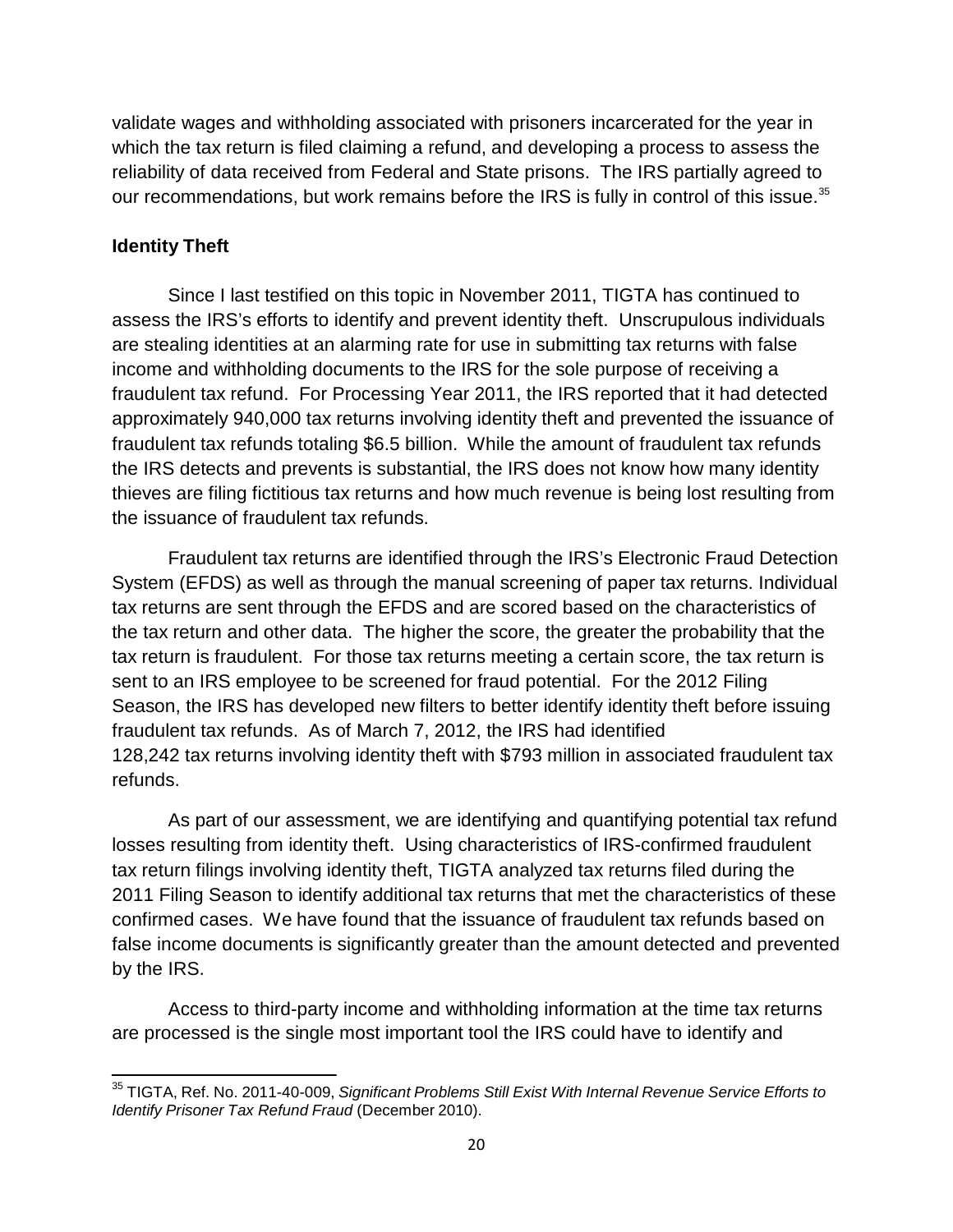validate wages and withholding associated with prisoners incarcerated for the year in which the tax return is filed claiming a refund, and developing a process to assess the reliability of data received from Federal and State prisons. The IRS partially agreed to our recommendations, but work remains before the IRS is fully in control of this issue.[35]

**Identity Theft**

Since I last testified on this topic in November 2011, TIGTA has continued to assess the IRS's efforts to identify and prevent identity theft. Unscrupulous individuals are stealing identities at an alarming rate for use in submitting tax returns with false income and withholding documents to the IRS for the sole purpose of receiving a fraudulent tax refund. For Processing Year 2011, the IRS reported that it had detected approximately 940,000 tax returns involving identity theft and prevented the issuance of fraudulent tax refunds totaling $6.5 billion. While the amount of fraudulent tax refunds the IRS detects and prevents is substantial, the IRS does not know how many identity thieves are filing fictitious tax returns and how much revenue is being lost resulting from the issuance of fraudulent tax refunds.

Fraudulent tax returns are identified through the IRS's Electronic Fraud Detection System (EFDS) as well as through the manual screening of paper tax returns. Individual tax returns are sent through the EFDS and are scored based on the characteristics of the tax return and other data. The higher the score, the greater the probability that the tax return is fraudulent. For those tax returns meeting a certain score, the tax return is sent to an IRS employee to be screened for fraud potential. For the 2012 Filing Season, the IRS has developed new filters to better identify identity theft before issuing fraudulent tax refunds. As of March 7, 2012, the IRS had identified 128,242 tax returns involving identity theft with $793 million in associated fraudulent tax refunds.

As part of our assessment, we are identifying and quantifying potential tax refund losses resulting from identity theft. Using characteristics of IRS-confirmed fraudulent tax return filings involving identity theft, TIGTA analyzed tax returns filed during the 2011 Filing Season to identify additional tax returns that met the characteristics of these confirmed cases. We have found that the issuance of fraudulent tax refunds based on false income documents is significantly greater than the amount detected and prevented by the IRS.

Access to third-party income and withholding information at the time tax returns are processed is the single most important tool the IRS could have to identify and

[35] TIGTA, Ref. No. 2011-40-009, *Significant Problems Still Exist With Internal Revenue Service Efforts to Identify Prisoner Tax Refund Fraud* (December 2010).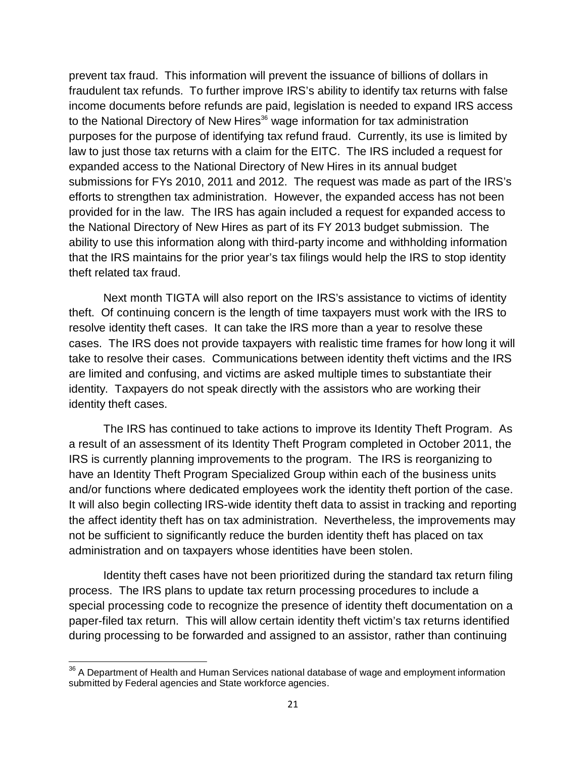prevent tax fraud. This information will prevent the issuance of billions of dollars in fraudulent tax refunds. To further improve IRS's ability to identify tax returns with false income documents before refunds are paid, legislation is needed to expand IRS access to the National Directory of New Hires[36] wage information for tax administration purposes for the purpose of identifying tax refund fraud. Currently, its use is limited by law to just those tax returns with a claim for the EITC. The IRS included a request for expanded access to the National Directory of New Hires in its annual budget submissions for FYs 2010, 2011 and 2012. The request was made as part of the IRS's efforts to strengthen tax administration. However, the expanded access has not been provided for in the law. The IRS has again included a request for expanded access to the National Directory of New Hires as part of its FY 2013 budget submission. The ability to use this information along with third-party income and withholding information that the IRS maintains for the prior year's tax filings would help the IRS to stop identity theft related tax fraud.

Next month TIGTA will also report on the IRS's assistance to victims of identity theft. Of continuing concern is the length of time taxpayers must work with the IRS to resolve identity theft cases. It can take the IRS more than a year to resolve these cases. The IRS does not provide taxpayers with realistic time frames for how long it will take to resolve their cases. Communications between identity theft victims and the IRS are limited and confusing, and victims are asked multiple times to substantiate their identity. Taxpayers do not speak directly with the assistors who are working their identity theft cases.

The IRS has continued to take actions to improve its Identity Theft Program. As a result of an assessment of its Identity Theft Program completed in October 2011, the IRS is currently planning improvements to the program. The IRS is reorganizing to have an Identity Theft Program Specialized Group within each of the business units and/or functions where dedicated employees work the identity theft portion of the case. It will also begin collecting IRS-wide identity theft data to assist in tracking and reporting the affect identity theft has on tax administration. Nevertheless, the improvements may not be sufficient to significantly reduce the burden identity theft has placed on tax administration and on taxpayers whose identities have been stolen.

Identity theft cases have not been prioritized during the standard tax return filing process. The IRS plans to update tax return processing procedures to include a special processing code to recognize the presence of identity theft documentation on a paper-filed tax return. This will allow certain identity theft victim's tax returns identified during processing to be forwarded and assigned to an assistor, rather than continuing

---

[36] A Department of Health and Human Services national database of wage and employment information submitted by Federal agencies and State workforce agencies.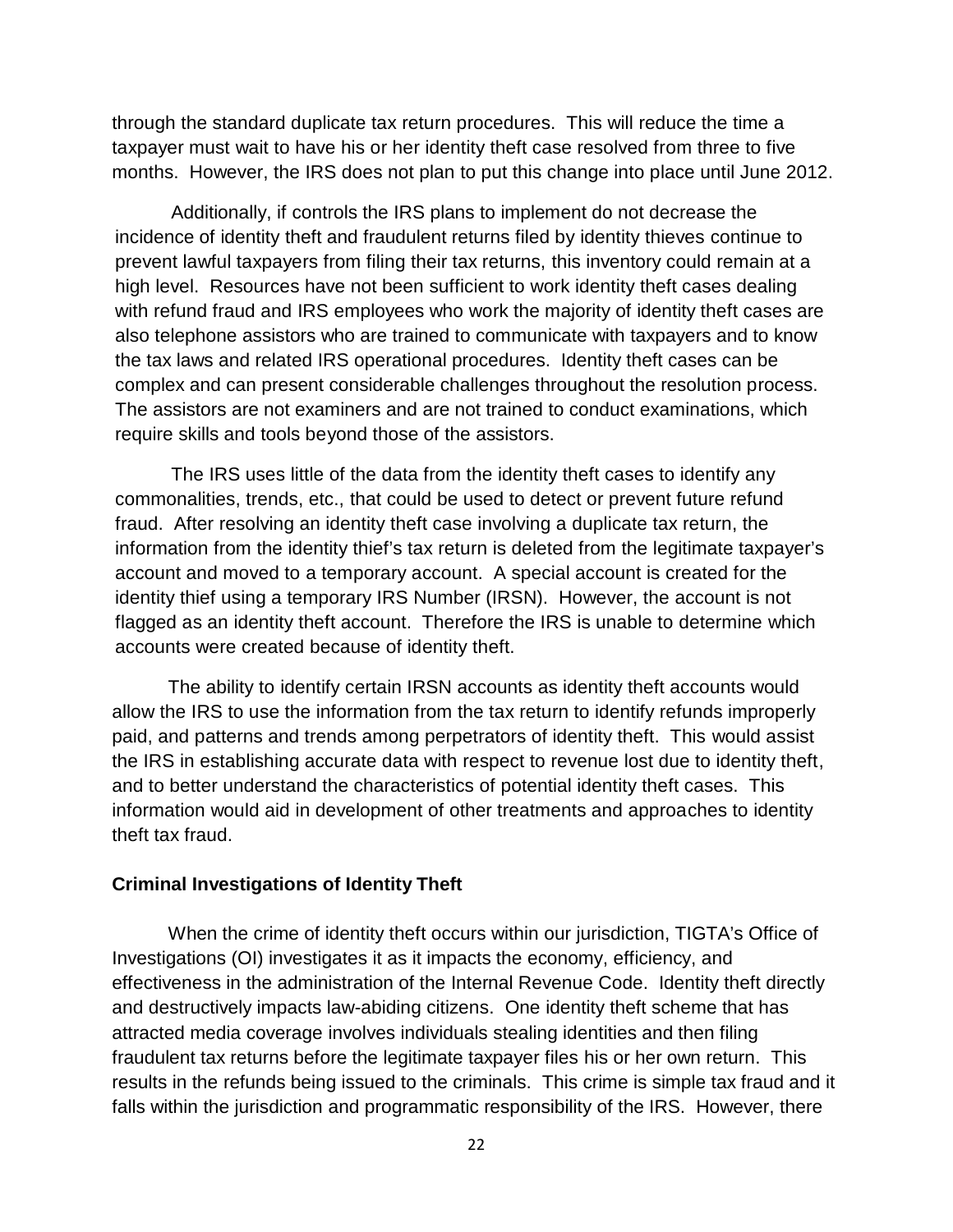through the standard duplicate tax return procedures. This will reduce the time a taxpayer must wait to have his or her identity theft case resolved from three to five months. However, the IRS does not plan to put this change into place until June 2012.

Additionally, if controls the IRS plans to implement do not decrease the incidence of identity theft and fraudulent returns filed by identity thieves continue to prevent lawful taxpayers from filing their tax returns, this inventory could remain at a high level. Resources have not been sufficient to work identity theft cases dealing with refund fraud and IRS employees who work the majority of identity theft cases are also telephone assistors who are trained to communicate with taxpayers and to know the tax laws and related IRS operational procedures. Identity theft cases can be complex and can present considerable challenges throughout the resolution process. The assistors are not examiners and are not trained to conduct examinations, which require skills and tools beyond those of the assistors.

The IRS uses little of the data from the identity theft cases to identify any commonalities, trends, etc., that could be used to detect or prevent future refund fraud. After resolving an identity theft case involving a duplicate tax return, the information from the identity thief's tax return is deleted from the legitimate taxpayer's account and moved to a temporary account. A special account is created for the identity thief using a temporary IRS Number (IRSN). However, the account is not flagged as an identity theft account. Therefore the IRS is unable to determine which accounts were created because of identity theft.

The ability to identify certain IRSN accounts as identity theft accounts would allow the IRS to use the information from the tax return to identify refunds improperly paid, and patterns and trends among perpetrators of identity theft. This would assist the IRS in establishing accurate data with respect to revenue lost due to identity theft, and to better understand the characteristics of potential identity theft cases. This information would aid in development of other treatments and approaches to identity theft tax fraud.

**Criminal Investigations of Identity Theft**

When the crime of identity theft occurs within our jurisdiction, TIGTA's Office of Investigations (OI) investigates it as it impacts the economy, efficiency, and effectiveness in the administration of the Internal Revenue Code. Identity theft directly and destructively impacts law-abiding citizens. One identity theft scheme that has attracted media coverage involves individuals stealing identities and then filing fraudulent tax returns before the legitimate taxpayer files his or her own return. This results in the refunds being issued to the criminals. This crime is simple tax fraud and it falls within the jurisdiction and programmatic responsibility of the IRS. However, there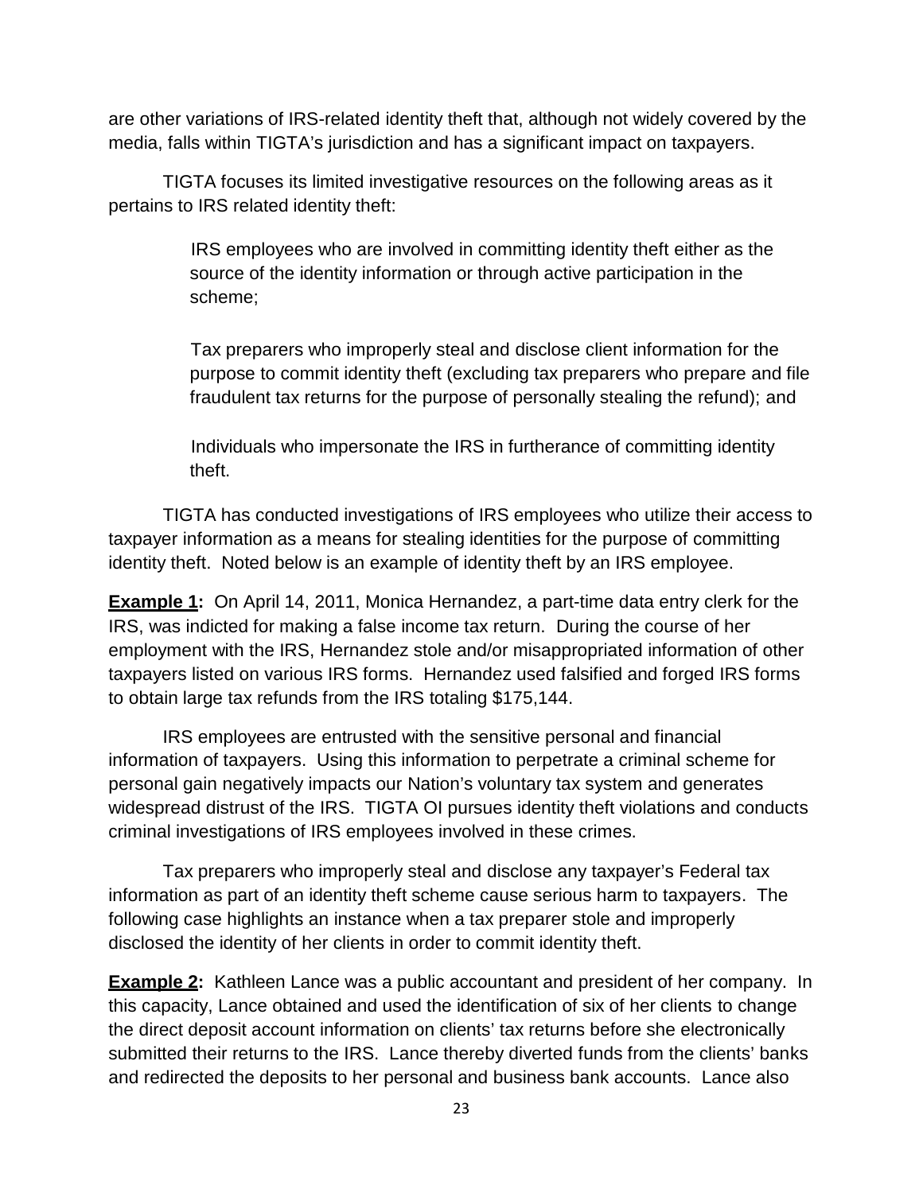are other variations of IRS-related identity theft that, although not widely covered by the media, falls within TIGTA's jurisdiction and has a significant impact on taxpayers.

TIGTA focuses its limited investigative resources on the following areas as it pertains to IRS related identity theft:

- IRS employees who are involved in committing identity theft either as the source of the identity information or through active participation in the scheme;

- Tax preparers who improperly steal and disclose client information for the purpose to commit identity theft (excluding tax preparers who prepare and file fraudulent tax returns for the purpose of personally stealing the refund); and

- Individuals who impersonate the IRS in furtherance of committing identity theft.

TIGTA has conducted investigations of IRS employees who utilize their access to taxpayer information as a means for stealing identities for the purpose of committing identity theft. Noted below is an example of identity theft by an IRS employee.

**Example 1:** On April 14, 2011, Monica Hernandez, a part-time data entry clerk for the IRS, was indicted for making a false income tax return. During the course of her employment with the IRS, Hernandez stole and/or misappropriated information of other taxpayers listed on various IRS forms. Hernandez used falsified and forged IRS forms to obtain large tax refunds from the IRS totaling $175,144.

IRS employees are entrusted with the sensitive personal and financial information of taxpayers. Using this information to perpetrate a criminal scheme for personal gain negatively impacts our Nation's voluntary tax system and generates widespread distrust of the IRS. TIGTA OI pursues identity theft violations and conducts criminal investigations of IRS employees involved in these crimes.

Tax preparers who improperly steal and disclose any taxpayer's Federal tax information as part of an identity theft scheme cause serious harm to taxpayers. The following case highlights an instance when a tax preparer stole and improperly disclosed the identity of her clients in order to commit identity theft.

**Example 2:** Kathleen Lance was a public accountant and president of her company. In this capacity, Lance obtained and used the identification of six of her clients to change the direct deposit account information on clients' tax returns before she electronically submitted their returns to the IRS. Lance thereby diverted funds from the clients' banks and redirected the deposits to her personal and business bank accounts. Lance also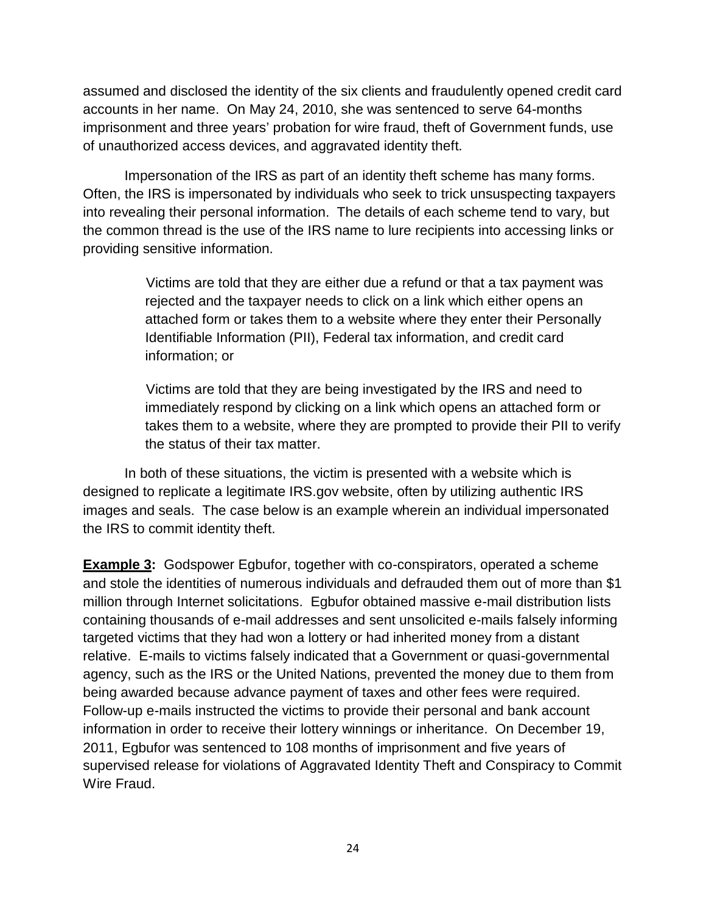assumed and disclosed the identity of the six clients and fraudulently opened credit card accounts in her name. On May 24, 2010, she was sentenced to serve 64-months imprisonment and three years' probation for wire fraud, theft of Government funds, use of unauthorized access devices, and aggravated identity theft.

Impersonation of the IRS as part of an identity theft scheme has many forms. Often, the IRS is impersonated by individuals who seek to trick unsuspecting taxpayers into revealing their personal information. The details of each scheme tend to vary, but the common thread is the use of the IRS name to lure recipients into accessing links or providing sensitive information.

> Victims are told that they are either due a refund or that a tax payment was rejected and the taxpayer needs to click on a link which either opens an attached form or takes them to a website where they enter their Personally Identifiable Information (PII), Federal tax information, and credit card information; or
>
> Victims are told that they are being investigated by the IRS and need to immediately respond by clicking on a link which opens an attached form or takes them to a website, where they are prompted to provide their PII to verify the status of their tax matter.

In both of these situations, the victim is presented with a website which is designed to replicate a legitimate IRS.gov website, often by utilizing authentic IRS images and seals. The case below is an example wherein an individual impersonated the IRS to commit identity theft.

**Example 3:** Godspower Egbufor, together with co-conspirators, operated a scheme and stole the identities of numerous individuals and defrauded them out of more than $1 million through Internet solicitations. Egbufor obtained massive e-mail distribution lists containing thousands of e-mail addresses and sent unsolicited e-mails falsely informing targeted victims that they had won a lottery or had inherited money from a distant relative. E-mails to victims falsely indicated that a Government or quasi-governmental agency, such as the IRS or the United Nations, prevented the money due to them from being awarded because advance payment of taxes and other fees were required. Follow-up e-mails instructed the victims to provide their personal and bank account information in order to receive their lottery winnings or inheritance. On December 19, 2011, Egbufor was sentenced to 108 months of imprisonment and five years of supervised release for violations of Aggravated Identity Theft and Conspiracy to Commit Wire Fraud.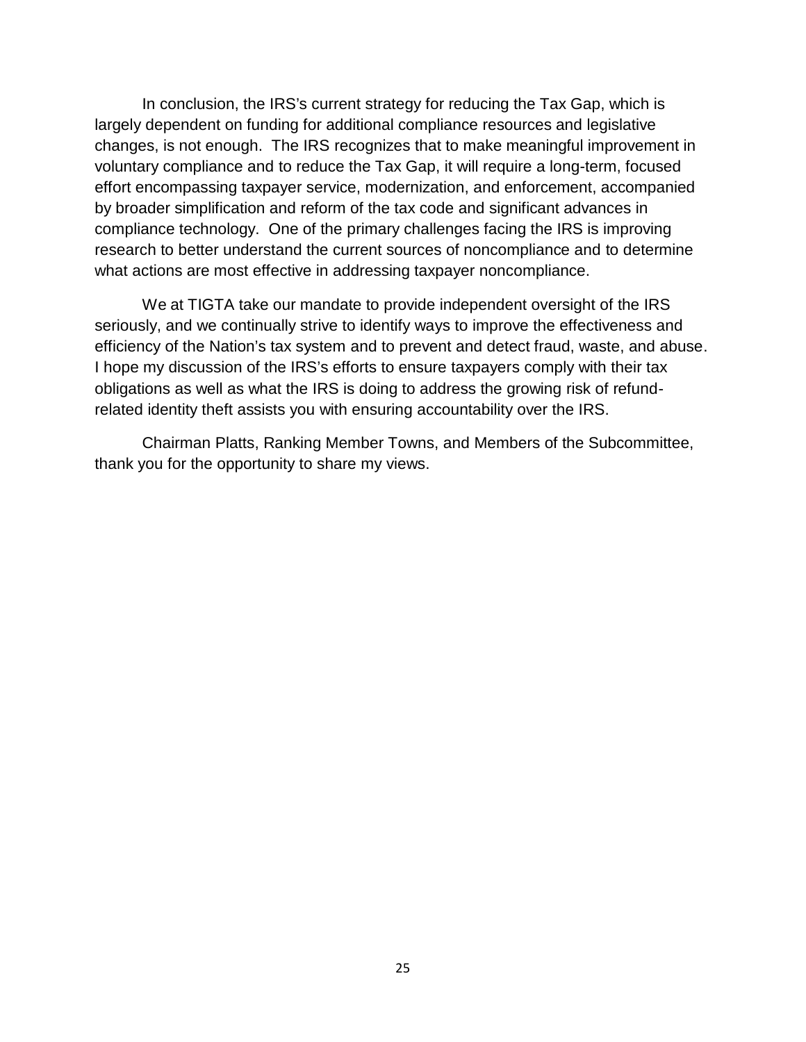In conclusion, the IRS's current strategy for reducing the Tax Gap, which is largely dependent on funding for additional compliance resources and legislative changes, is not enough. The IRS recognizes that to make meaningful improvement in voluntary compliance and to reduce the Tax Gap, it will require a long-term, focused effort encompassing taxpayer service, modernization, and enforcement, accompanied by broader simplification and reform of the tax code and significant advances in compliance technology. One of the primary challenges facing the IRS is improving research to better understand the current sources of noncompliance and to determine what actions are most effective in addressing taxpayer noncompliance.

We at TIGTA take our mandate to provide independent oversight of the IRS seriously, and we continually strive to identify ways to improve the effectiveness and efficiency of the Nation's tax system and to prevent and detect fraud, waste, and abuse. I hope my discussion of the IRS's efforts to ensure taxpayers comply with their tax obligations as well as what the IRS is doing to address the growing risk of refund-related identity theft assists you with ensuring accountability over the IRS.

Chairman Platts, Ranking Member Towns, and Members of the Subcommittee, thank you for the opportunity to share my views.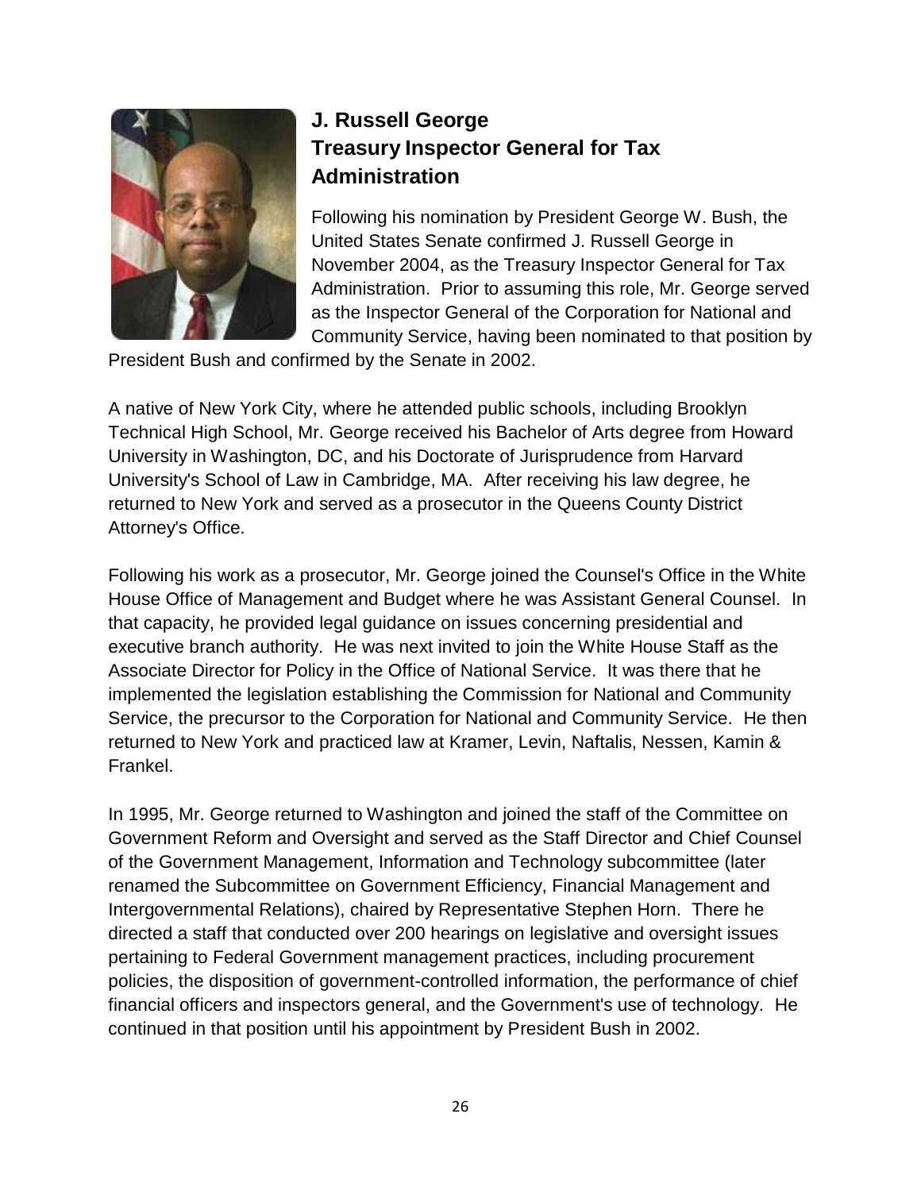## J. Russell George
## Treasury Inspector General for Tax Administration

Following his nomination by President George W. Bush, the United States Senate confirmed J. Russell George in November 2004, as the Treasury Inspector General for Tax Administration. Prior to assuming this role, Mr. George served as the Inspector General of the Corporation for National and Community Service, having been nominated to that position by President Bush and confirmed by the Senate in 2002.

A native of New York City, where he attended public schools, including Brooklyn Technical High School, Mr. George received his Bachelor of Arts degree from Howard University in Washington, DC, and his Doctorate of Jurisprudence from Harvard University's School of Law in Cambridge, MA. After receiving his law degree, he returned to New York and served as a prosecutor in the Queens County District Attorney's Office.

Following his work as a prosecutor, Mr. George joined the Counsel's Office in the White House Office of Management and Budget where he was Assistant General Counsel. In that capacity, he provided legal guidance on issues concerning presidential and executive branch authority. He was next invited to join the White House Staff as the Associate Director for Policy in the Office of National Service. It was there that he implemented the legislation establishing the Commission for National and Community Service, the precursor to the Corporation for National and Community Service. He then returned to New York and practiced law at Kramer, Levin, Naftalis, Nessen, Kamin & Frankel.

In 1995, Mr. George returned to Washington and joined the staff of the Committee on Government Reform and Oversight and served as the Staff Director and Chief Counsel of the Government Management, Information and Technology subcommittee (later renamed the Subcommittee on Government Efficiency, Financial Management and Intergovernmental Relations), chaired by Representative Stephen Horn. There he directed a staff that conducted over 200 hearings on legislative and oversight issues pertaining to Federal Government management practices, including procurement policies, the disposition of government-controlled information, the performance of chief financial officers and inspectors general, and the Government's use of technology. He continued in that position until his appointment by President Bush in 2002.